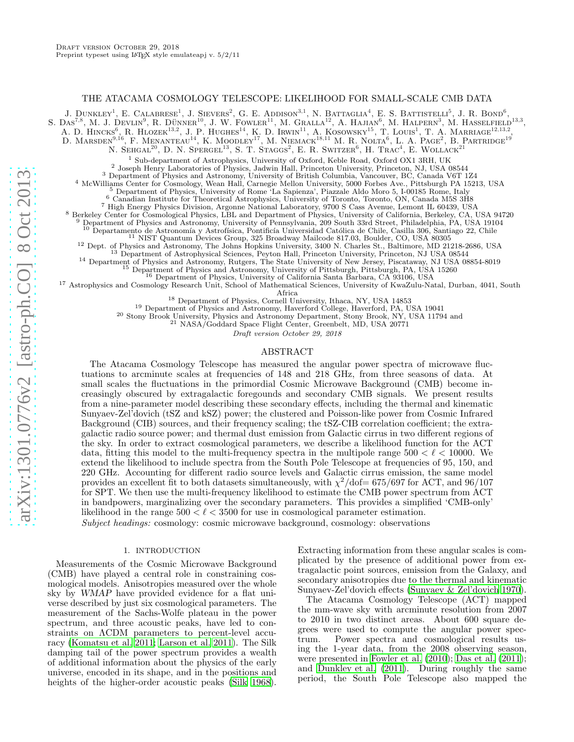Draft version October 29, 2018

Preprint typeset using LaTeX style emulateapj v. 5/2/11

# THE ATACAMA COSMOLOGY TELESCOPE: LIKELIHOOD FOR SMALL-SCALE CMB DATA

J. Dunkley[1], E. Calabrese[1], J. Sievers[2], G. E. Addison[3,1], N. Battaglia[4], E. S. Battistelli[5], J. R. Bond[6], S. Das[7,8], M. J. Devlin[9], R. Dünner[10], J. W. Fowler[11], M. Gralla[12], A. Hajian[6], M. Halpern[3], M. Hasselfield[13,3], A. D. Hincks[6], R. Hlozek[13,2], J. P. Hughes[14], K. D. Irwin[11], A. Kosowsky[15], T. Louis[1], T. A. Marriage[12,13,2], D. Marsden[9,16], F. Menanteau[14], K. Moodley[17], M. Niemack[18,11] M. R. Nolta[6], L. A. Page[2], B. Partridge[19] N. Sehgal[20], D. N. Spergel[13], S. T. Staggs[2], E. R. Switzer[6], H. Trac[4], E. Wollack[21]

[1] Sub-department of Astrophysics, University of Oxford, Keble Road, Oxford OX1 3RH, UK
[2] Joseph Henry Laboratories of Physics, Jadwin Hall, Princeton University, Princeton, NJ, USA 08544
[3] Department of Physics and Astronomy, University of British Columbia, Vancouver, BC, Canada V6T 1Z4
[4] McWilliams Center for Cosmology, Wean Hall, Carnegie Mellon University, 5000 Forbes Ave., Pittsburgh PA 15213, USA
[5] Department of Physics, University of Rome 'La Sapienza', Piazzale Aldo Moro 5, I-00185 Rome, Italy
[6] Canadian Institute for Theoretical Astrophysics, University of Toronto, Toronto, ON, Canada M5S 3H8
[7] High Energy Physics Division, Argonne National Laboratory, 9700 S Cass Avenue, Lemont IL 60439, USA
[8] Berkeley Center for Cosmological Physics, LBL and Department of Physics, University of California, Berkeley, CA, USA 94720
[9] Department of Physics and Astronomy, University of Pennsylvania, 209 South 33rd Street, Philadelphia, PA, USA 19104
[10] Departamento de Astronomía y Astrofísica, Pontificía Universidad Católica de Chile, Casilla 306, Santiago 22, Chile
[11] NIST Quantum Devices Group, 325 Broadway Mailcode 817.03, Boulder, CO, USA 80305
[12] Dept. of Physics and Astronomy, The Johns Hopkins University, 3400 N. Charles St., Baltimore, MD 21218-2686, USA
[13] Department of Astrophysical Sciences, Peyton Hall, Princeton University, Princeton, NJ USA 08544
[14] Department of Physics and Astronomy, Rutgers, The State University of New Jersey, Piscataway, NJ USA 08854-8019
[15] Department of Physics and Astronomy, University of Pittsburgh, Pittsburgh, PA, USA 15260
[16] Department of Physics, University of California Santa Barbara, CA 93106, USA
[17] Astrophysics and Cosmology Research Unit, School of Mathematical Sciences, University of KwaZulu-Natal, Durban, 4041, South Africa
[18] Department of Physics, Cornell University, Ithaca, NY, USA 14853
[19] Department of Physics and Astronomy, Haverford College, Haverford, PA, USA 19041
[20] Stony Brook University, Physics and Astronomy Department, Stony Brook, NY, USA 11794 and
[21] NASA/Goddard Space Flight Center, Greenbelt, MD, USA 20771

*Draft version October 29, 2018*

## ABSTRACT

The Atacama Cosmology Telescope has measured the angular power spectra of microwave fluctuations to arcminute scales at frequencies of 148 and 218 GHz, from three seasons of data. At small scales the fluctuations in the primordial Cosmic Microwave Background (CMB) become increasingly obscured by extragalactic foregounds and secondary CMB signals. We present results from a nine-parameter model describing these secondary effects, including the thermal and kinematic Sunyaev-Zel'dovich (tSZ and kSZ) power; the clustered and Poisson-like power from Cosmic Infrared Background (CIB) sources, and their frequency scaling; the tSZ-CIB correlation coefficient; the extragalactic radio source power; and thermal dust emission from Galactic cirrus in two different regions of the sky. In order to extract cosmological parameters, we describe a likelihood function for the ACT data, fitting this model to the multi-frequency spectra in the multipole range $500 < \ell < 10000$. We extend the likelihood to include spectra from the South Pole Telescope at frequencies of 95, 150, and 220 GHz. Accounting for different radio source levels and Galactic cirrus emission, the same model provides an excellent fit to both datasets simultaneously, with $\chi^2$/dof= 675/697 for ACT, and 96/107 for SPT. We then use the multi-frequency likelihood to estimate the CMB power spectrum from ACT in bandpowers, marginalizing over the secondary parameters. This provides a simplified 'CMB-only' likelihood in the range $500 < \ell < 3500$ for use in cosmological parameter estimation.

*Subject headings:* cosmology: cosmic microwave background, cosmology: observations

## 1. INTRODUCTION

Measurements of the Cosmic Microwave Background (CMB) have played a central role in constraining cosmological models. Anisotropies measured over the whole sky by *WMAP* have provided evidence for a flat universe described by just six cosmological parameters. The measurement of the Sachs-Wolfe plateau in the power spectrum, and three acoustic peaks, have led to constraints on ΛCDM parameters to percent-level accuracy (Komatsu et al. 2011; Larson et al. 2011). The Silk damping tail of the power spectrum provides a wealth of additional information about the physics of the early universe, encoded in its shape, and in the positions and heights of the higher-order acoustic peaks (Silk 1968). Extracting information from these angular scales is complicated by the presence of additional power from extragalactic point sources, emission from the Galaxy, and secondary anisotropies due to the thermal and kinematic Sunyaev-Zel'dovich effects (Sunyaev & Zel'dovich 1970).

The Atacama Cosmology Telescope (ACT) mapped the mm-wave sky with arcminute resolution from 2007 to 2010 in two distinct areas. About 600 square degrees were used to compute the angular power spectrum. Power spectra and cosmological results using the 1-year data, from the 2008 observing season, were presented in Fowler et al. (2010); Das et al. (2011); and Dunkley et al. (2011). During roughly the same period, the South Pole Telescope also mapped the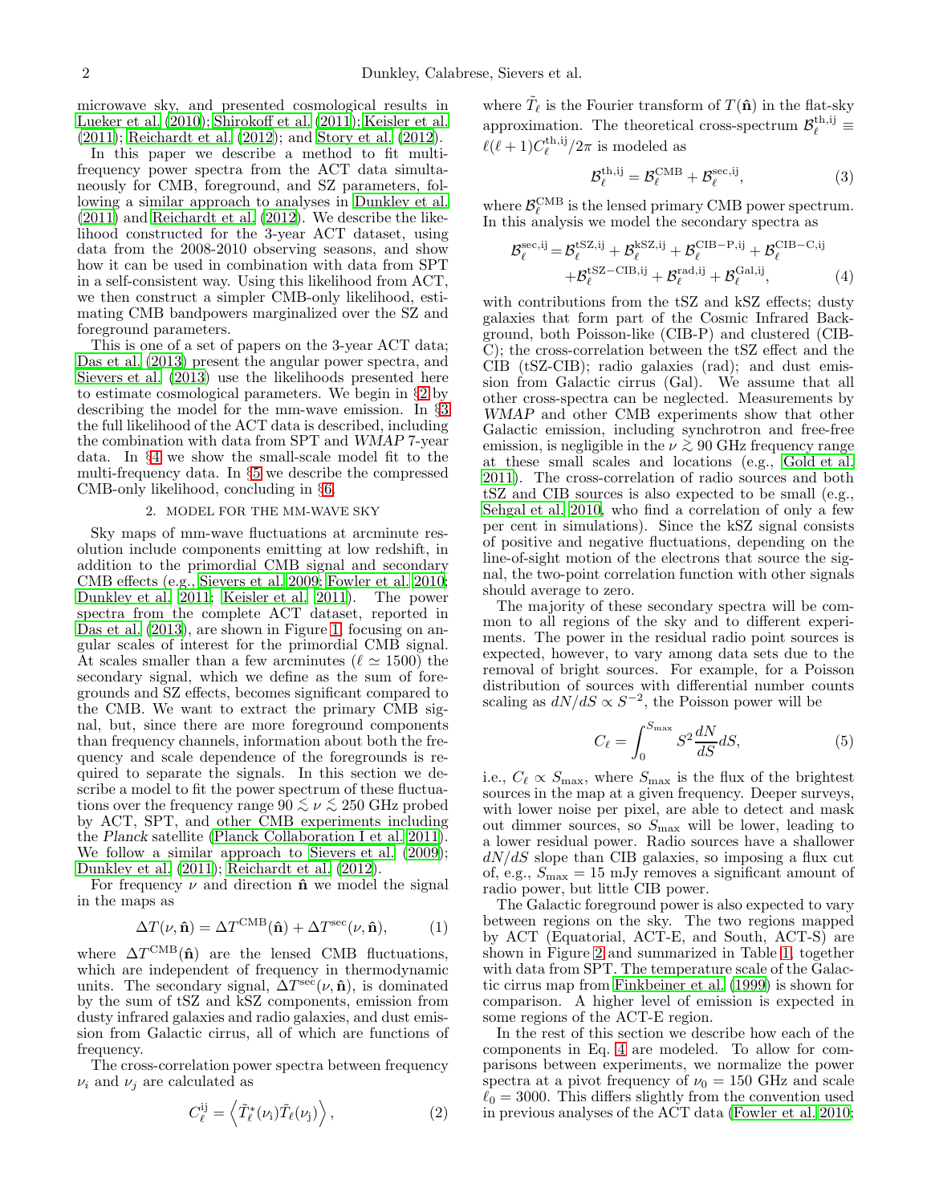microwave sky, and presented cosmological results in Lueker et al. (2010); Shirokoff et al. (2011); Keisler et al. (2011); Reichardt et al. (2012); and Story et al. (2012).

In this paper we describe a method to fit multi-frequency power spectra from the ACT data simultaneously for CMB, foreground, and SZ parameters, following a similar approach to analyses in Dunkley et al. (2011) and Reichardt et al. (2012). We describe the likelihood constructed for the 3-year ACT dataset, using data from the 2008-2010 observing seasons, and show how it can be used in combination with data from SPT in a self-consistent way. Using this likelihood from ACT, we then construct a simpler CMB-only likelihood, estimating CMB bandpowers marginalized over the SZ and foreground parameters.

This is one of a set of papers on the 3-year ACT data; Das et al. (2013) present the angular power spectra, and Sievers et al. (2013) use the likelihoods presented here to estimate cosmological parameters. We begin in §2 by describing the model for the mm-wave emission. In §3 the full likelihood of the ACT data is described, including the combination with data from SPT and *WMAP* 7-year data. In §4 we show the small-scale model fit to the multi-frequency data. In §5 we describe the compressed CMB-only likelihood, concluding in §6.

## 2. MODEL FOR THE MM-WAVE SKY

Sky maps of mm-wave fluctuations at arcminute resolution include components emitting at low redshift, in addition to the primordial CMB signal and secondary CMB effects (e.g., Sievers et al. 2009; Fowler et al. 2010; Dunkley et al. 2011; Keisler et al. 2011). The power spectra from the complete ACT dataset, reported in Das et al. (2013), are shown in Figure 1, focusing on angular scales of interest for the primordial CMB signal. At scales smaller than a few arcminutes ($\ell \simeq 1500$) the secondary signal, which we define as the sum of foregrounds and SZ effects, becomes significant compared to the CMB. We want to extract the primary CMB signal, but, since there are more foreground components than frequency channels, information about both the frequency and scale dependence of the foregrounds is required to separate the signals. In this section we describe a model to fit the power spectrum of these fluctuations over the frequency range $90 \lesssim \nu \lesssim 250$ GHz probed by ACT, SPT, and other CMB experiments including the *Planck* satellite (Planck Collaboration I et al. 2011). We follow a similar approach to Sievers et al. (2009); Dunkley et al. (2011); Reichardt et al. (2012).

For frequency $\nu$ and direction $\hat{\mathbf{n}}$ we model the signal in the maps as

$$\Delta T(\nu, \hat{\mathbf{n}}) = \Delta T^{\rm CMB}(\hat{\mathbf{n}}) + \Delta T^{\rm sec}(\nu, \hat{\mathbf{n}}), \qquad (1)$$

where $\Delta T^{\rm CMB}(\hat{\mathbf{n}})$ are the lensed CMB fluctuations, which are independent of frequency in thermodynamic units. The secondary signal, $\Delta T^{\rm sec}(\nu, \hat{\mathbf{n}})$, is dominated by the sum of tSZ and kSZ components, emission from dusty infrared galaxies and radio galaxies, and dust emission from Galactic cirrus, all of which are functions of frequency.

The cross-correlation power spectra between frequency $\nu_i$ and $\nu_j$ are calculated as

$$C_\ell^{\rm ij} = \left\langle \tilde{T}_\ell^*(\nu_{\rm i}) \tilde{T}_\ell(\nu_{\rm j}) \right\rangle, \qquad (2)$$

where $\tilde{T}_\ell$ is the Fourier transform of $T(\hat{\mathbf{n}})$ in the flat-sky approximation. The theoretical cross-spectrum $\mathcal{B}_\ell^{\rm th,ij} \equiv \ell(\ell+1)C_\ell^{\rm th,ij}/2\pi$ is modeled as

$$\mathcal{B}_\ell^{\rm th,ij} = \mathcal{B}_\ell^{\rm CMB} + \mathcal{B}_\ell^{\rm sec,ij}, \qquad (3)$$

where $\mathcal{B}_\ell^{\rm CMB}$ is the lensed primary CMB power spectrum. In this analysis we model the secondary spectra as

$$\mathcal{B}_\ell^{\rm sec,ij} = \mathcal{B}_\ell^{\rm tSZ,ij} + \mathcal{B}_\ell^{\rm kSZ,ij} + \mathcal{B}_\ell^{\rm CIB-P,ij} + \mathcal{B}_\ell^{\rm CIB-C,ij} + \mathcal{B}_\ell^{\rm tSZ-CIB,ij} + \mathcal{B}_\ell^{\rm rad,ij} + \mathcal{B}_\ell^{\rm Gal,ij}, \qquad (4)$$

with contributions from the tSZ and kSZ effects; dusty galaxies that form part of the Cosmic Infrared Background, both Poisson-like (CIB-P) and clustered (CIB-C); the cross-correlation between the tSZ effect and the CIB (tSZ-CIB); radio galaxies (rad); and dust emission from Galactic cirrus (Gal). We assume that all other cross-spectra can be neglected. Measurements by *WMAP* and other CMB experiments show that other Galactic emission, including synchrotron and free-free emission, is negligible in the $\nu \gtrsim 90$ GHz frequency range at these small scales and locations (e.g., Gold et al. 2011). The cross-correlation of radio sources and both tSZ and CIB sources is also expected to be small (e.g., Sehgal et al. 2010, who find a correlation of only a few per cent in simulations). Since the kSZ signal consists of positive and negative fluctuations, depending on the line-of-sight motion of the electrons that source the signal, the two-point correlation function with other signals should average to zero.

The majority of these secondary spectra will be common to all regions of the sky and to different experiments. The power in the residual radio point sources is expected, however, to vary among data sets due to the removal of bright sources. For example, for a Poisson distribution of sources with differential number counts scaling as $dN/dS \propto S^{-2}$, the Poisson power will be

$$C_\ell = \int_0^{S_{\rm max}} S^2 \frac{dN}{dS} dS, \qquad (5)$$

i.e., $C_\ell \propto S_{\rm max}$, where $S_{\rm max}$ is the flux of the brightest sources in the map at a given frequency. Deeper surveys, with lower noise per pixel, are able to detect and mask out dimmer sources, so $S_{\rm max}$ will be lower, leading to a lower residual power. Radio sources have a shallower $dN/dS$ slope than CIB galaxies, so imposing a flux cut of, e.g., $S_{\rm max} = 15$ mJy removes a significant amount of radio power, but little CIB power.

The Galactic foreground power is also expected to vary between regions on the sky. The two regions mapped by ACT (Equatorial, ACT-E, and South, ACT-S) are shown in Figure 2 and summarized in Table 1, together with data from SPT. The temperature scale of the Galactic cirrus map from Finkbeiner et al. (1999) is shown for comparison. A higher level of emission is expected in some regions of the ACT-E region.

In the rest of this section we describe how each of the components in Eq. 4 are modeled. To allow for comparisons between experiments, we normalize the power spectra at a pivot frequency of $\nu_0 = 150$ GHz and scale $\ell_0 = 3000$. This differs slightly from the convention used in previous analyses of the ACT data (Fowler et al. 2010;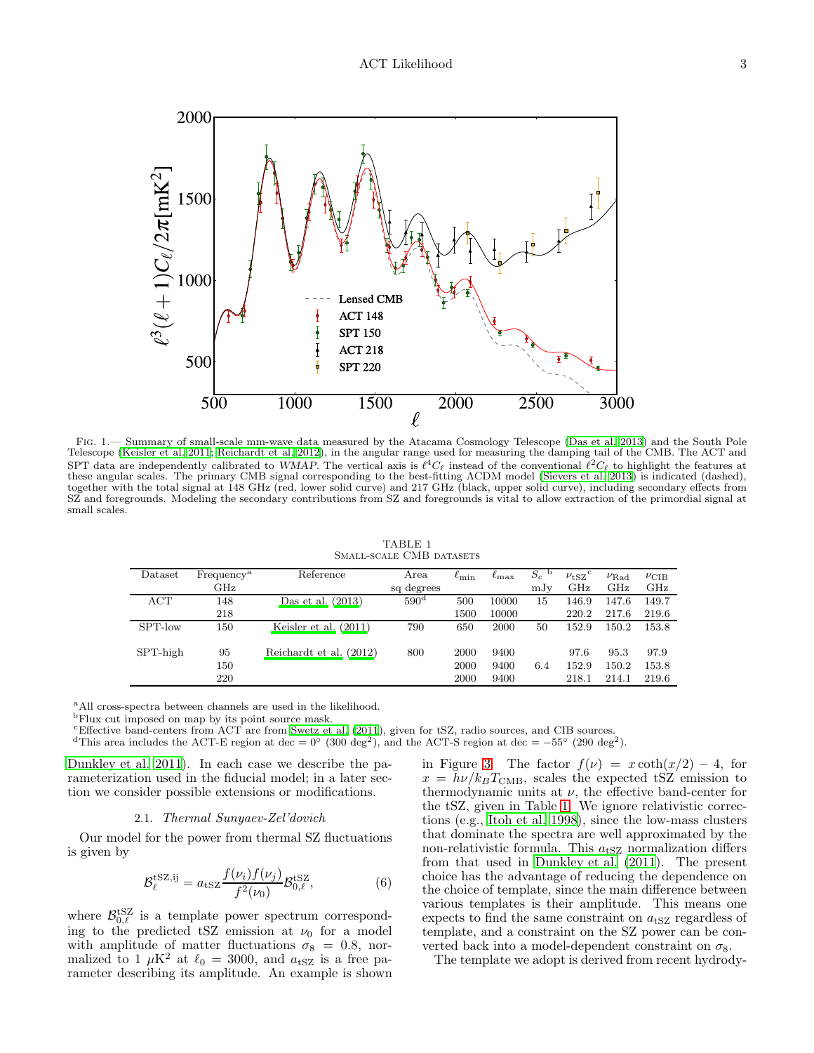Fig. 1.— Summary of small-scale mm-wave data measured by the Atacama Cosmology Telescope (Das et al. 2013) and the South Pole Telescope (Keisler et al. 2011; Reichardt et al. 2012), in the angular range used for measuring the damping tail of the CMB. The ACT and SPT data are independently calibrated to *WMAP*. The vertical axis is $\ell^4 C_\ell$ instead of the conventional $\ell^2 C_\ell$ to highlight the features at these angular scales. The primary CMB signal corresponding to the best-fitting ΛCDM model (Sievers et al. 2013) is indicated (dashed), together with the total signal at 148 GHz (red, lower solid curve) and 217 GHz (black, upper solid curve), including secondary effects from SZ and foregrounds. Modeling the secondary contributions from SZ and foregrounds is vital to allow extraction of the primordial signal at small scales.

TABLE 1
Small-scale CMB datasets

| Dataset | Frequency[a] GHz | Reference | Area sq degrees | $\ell_{\rm min}$ | $\ell_{\rm max}$ | $S_c$ [b] mJy | $\nu_{\rm tSZ}$ [c] GHz | $\nu_{\rm Rad}$ GHz | $\nu_{\rm CIB}$ GHz |
|---|---|---|---|---|---|---|---|---|---|
| ACT | 148 | Das et al. (2013) | 590[d] | 500 | 10000 | 15 | 146.9 | 147.6 | 149.7 |
| | 218 | | | 1500 | 10000 | | 220.2 | 217.6 | 219.6 |
| SPT-low | 150 | Keisler et al. (2011) | 790 | 650 | 2000 | 50 | 152.9 | 150.2 | 153.8 |
| SPT-high | 95 | Reichardt et al. (2012) | 800 | 2000 | 9400 | | 97.6 | 95.3 | 97.9 |
| | 150 | | | 2000 | 9400 | 6.4 | 152.9 | 150.2 | 153.8 |
| | 220 | | | 2000 | 9400 | | 218.1 | 214.1 | 219.6 |

[a] All cross-spectra between channels are used in the likelihood.
[b] Flux cut imposed on map by its point source mask.
[c] Effective band-centers from ACT are from Swetz et al. (2011), given for tSZ, radio sources, and CIB sources.
[d] This area includes the ACT-E region at dec = 0° (300 deg$^2$), and the ACT-S region at dec = −55° (290 deg$^2$).

Dunkley et al. 2011). In each case we describe the parameterization used in the fiducial model; in a later section we consider possible extensions or modifications.

### 2.1. *Thermal Sunyaev-Zel'dovich*

Our model for the power from thermal SZ fluctuations is given by

$$\mathcal{B}_\ell^{\rm tSZ,ij} = a_{\rm tSZ} \frac{f(\nu_i) f(\nu_j)}{f^2(\nu_0)} \mathcal{B}_{0,\ell}^{\rm tSZ}, \qquad (6)$$

where $\mathcal{B}_{0,\ell}^{\rm tSZ}$ is a template power spectrum corresponding to the predicted tSZ emission at $\nu_0$ for a model with amplitude of matter fluctuations $\sigma_8 = 0.8$, normalized to 1 $\mu$K$^2$ at $\ell_0 = 3000$, and $a_{\rm tSZ}$ is a free parameter describing its amplitude. An example is shown in Figure 3. The factor $f(\nu) = x\coth(x/2) - 4$, for $x = h\nu/k_B T_{\rm CMB}$, scales the expected tSZ emission to thermodynamic units at $\nu$, the effective band-center for the tSZ, given in Table 1. We ignore relativistic corrections (e.g., Itoh et al. 1998), since the low-mass clusters that dominate the spectra are well approximated by the non-relativistic formula. This $a_{\rm tSZ}$ normalization differs from that used in Dunkley et al. (2011). The present choice has the advantage of reducing the dependence on the choice of template, since the main difference between various templates is their amplitude. This means one expects to find the same constraint on $a_{\rm tSZ}$ regardless of template, and a constraint on the SZ power can be converted back into a model-dependent constraint on $\sigma_8$.

The template we adopt is derived from recent hydrody-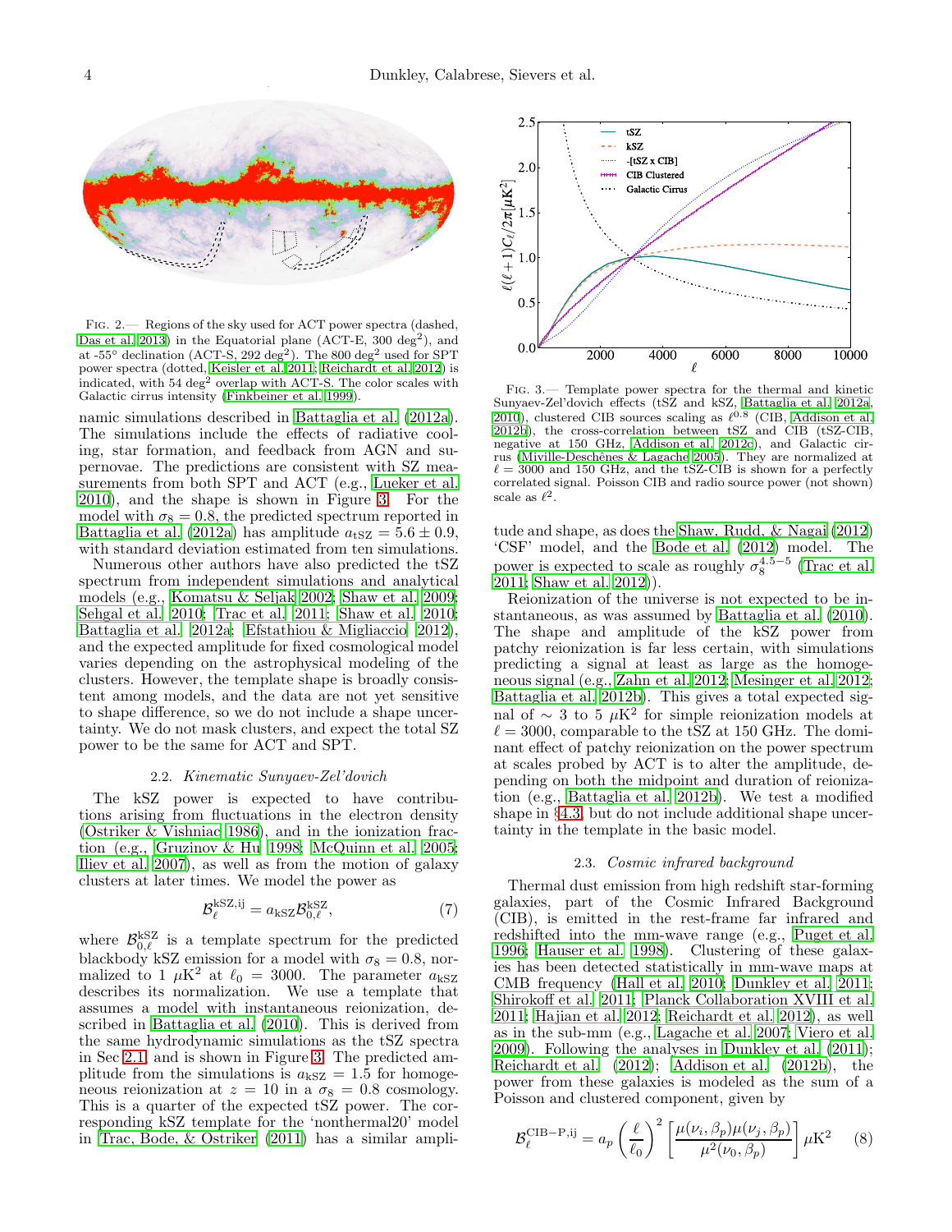FIG. 2.— Regions of the sky used for ACT power spectra (dashed, Das et al. 2013) in the Equatorial plane (ACT-E, 300 deg$^2$), and at -55° declination (ACT-S, 292 deg$^2$). The 800 deg$^2$ used for SPT power spectra (dotted, Keisler et al. 2011; Reichardt et al. 2012) is indicated, with 54 deg$^2$ overlap with ACT-S. The color scales with Galactic cirrus intensity (Finkbeiner et al. 1999).

namic simulations described in Battaglia et al. (2012a). The simulations include the effects of radiative cooling, star formation, and feedback from AGN and supernovae. The predictions are consistent with SZ measurements from both SPT and ACT (e.g., Lueker et al. 2010), and the shape is shown in Figure 3. For the model with $\sigma_8 = 0.8$, the predicted spectrum reported in Battaglia et al. (2012a) has amplitude $a_{\rm tSZ} = 5.6 \pm 0.9$, with standard deviation estimated from ten simulations.

Numerous other authors have also predicted the tSZ spectrum from independent simulations and analytical models (e.g., Komatsu & Seljak 2002; Shaw et al. 2009; Sehgal et al. 2010; Trac et al. 2011; Shaw et al. 2010; Battaglia et al. 2012a; Efstathiou & Migliaccio 2012), and the expected amplitude for fixed cosmological model varies depending on the astrophysical modeling of the clusters. However, the template shape is broadly consistent among models, and the data are not yet sensitive to shape difference, so we do not include a shape uncertainty. We do not mask clusters, and expect the total SZ power to be the same for ACT and SPT.

### 2.2. *Kinematic Sunyaev-Zel'dovich*

The kSZ power is expected to have contributions arising from fluctuations in the electron density (Ostriker & Vishniac 1986), and in the ionization fraction (e.g., Gruzinov & Hu 1998; McQuinn et al. 2005; Iliev et al. 2007), as well as from the motion of galaxy clusters at later times. We model the power as

$$\mathcal{B}_\ell^{\rm kSZ,ij} = a_{\rm kSZ} \mathcal{B}_{0,\ell}^{\rm kSZ}, \tag{7}$$

where $\mathcal{B}_{0,\ell}^{\rm kSZ}$ is a template spectrum for the predicted blackbody kSZ emission for a model with $\sigma_8 = 0.8$, normalized to 1 $\mu$K$^2$ at $\ell_0 = 3000$. The parameter $a_{\rm kSZ}$ describes its normalization. We use a template that assumes a model with instantaneous reionization, described in Battaglia et al. (2010). This is derived from the same hydrodynamic simulations as the tSZ spectra in Sec 2.1, and is shown in Figure 3. The predicted amplitude from the simulations is $a_{\rm kSZ} = 1.5$ for homogeneous reionization at $z = 10$ in a $\sigma_8 = 0.8$ cosmology. This is a quarter of the expected tSZ power. The corresponding kSZ template for the 'nonthermal20' model in Trac, Bode, & Ostriker (2011) has a similar amplitude and shape, as does the Shaw, Rudd, & Nagai (2012) 'CSF' model, and the Bode et al. (2012) model. The power is expected to scale as roughly $\sigma_8^{4.5-5}$ (Trac et al. 2011; Shaw et al. 2012)).

FIG. 3.— Template power spectra for the thermal and kinetic Sunyaev-Zel'dovich effects (tSZ and kSZ, Battaglia et al. 2012a, 2010), clustered CIB sources scaling as $\ell^{0.8}$ (CIB, Addison et al. 2012b), the cross-correlation between tSZ and CIB (tSZ-CIB, negative at 150 GHz, Addison et al. 2012c), and Galactic cirrus (Miville-Deschênes & Lagache 2005). They are normalized at $\ell = 3000$ and 150 GHz, and the tSZ-CIB is shown for a perfectly correlated signal. Poisson CIB and radio source power (not shown) scale as $\ell^2$.

Reionization of the universe is not expected to be instantaneous, as was assumed by Battaglia et al. (2010). The shape and amplitude of the kSZ power from patchy reionization is far less certain, with simulations predicting a signal at least as large as the homogeneous signal (e.g., Zahn et al. 2012; Mesinger et al. 2012; Battaglia et al. 2012b). This gives a total expected signal of $\sim$ 3 to 5 $\mu$K$^2$ for simple reionization models at $\ell = 3000$, comparable to the tSZ at 150 GHz. The dominant effect of patchy reionization on the power spectrum at scales probed by ACT is to alter the amplitude, depending on both the midpoint and duration of reionization (e.g., Battaglia et al. 2012b). We test a modified shape in §4.3, but do not include additional shape uncertainty in the template in the basic model.

### 2.3. *Cosmic infrared background*

Thermal dust emission from high redshift star-forming galaxies, part of the Cosmic Infrared Background (CIB), is emitted in the rest-frame far infrared and redshifted into the mm-wave range (e.g., Puget et al. 1996; Hauser et al. 1998). Clustering of these galaxies has been detected statistically in mm-wave maps at CMB frequency (Hall et al. 2010; Dunkley et al. 2011; Shirokoff et al. 2011; Planck Collaboration XVIII et al. 2011; Hajian et al. 2012; Reichardt et al. 2012), as well as in the sub-mm (e.g., Lagache et al. 2007; Viero et al. 2009). Following the analyses in Dunkley et al. (2011); Reichardt et al. (2012); Addison et al. (2012b), the power from these galaxies is modeled as the sum of a Poisson and clustered component, given by

$$\mathcal{B}_\ell^{\rm CIB-P,ij} = a_p \left(\frac{\ell}{\ell_0}\right)^2 \left[\frac{\mu(\nu_i,\beta_p)\mu(\nu_j,\beta_p)}{\mu^2(\nu_0,\beta_p)}\right] \mu{\rm K}^2 \tag{8}$$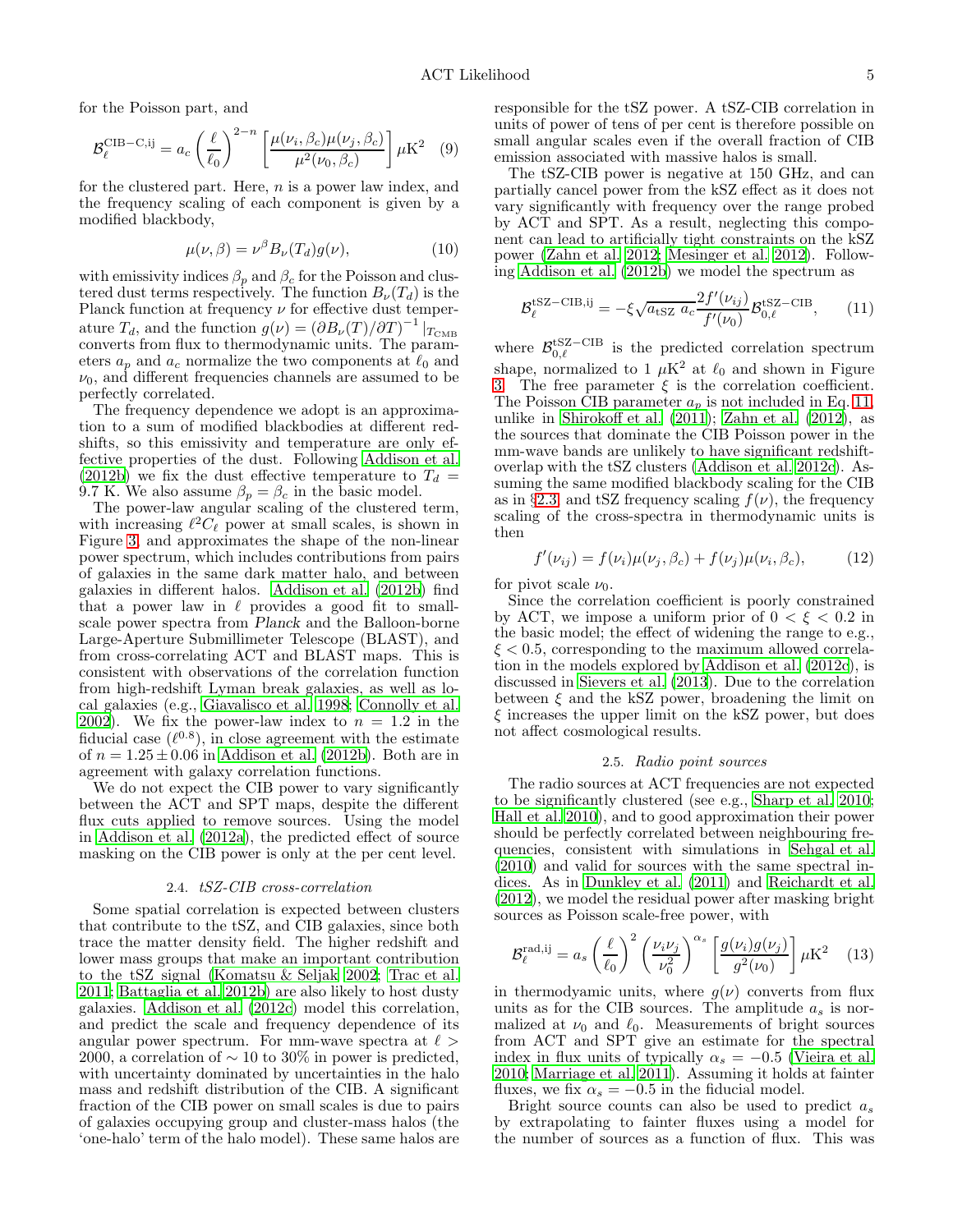for the Poisson part, and

$$\mathcal{B}_\ell^{\mathrm{CIB-C,ij}} = a_c \left(\frac{\ell}{\ell_0}\right)^{2-n} \left[\frac{\mu(\nu_i,\beta_c)\mu(\nu_j,\beta_c)}{\mu^2(\nu_0,\beta_c)}\right] \mu\mathrm{K}^2 \quad (9)$$

for the clustered part. Here, $n$ is a power law index, and the frequency scaling of each component is given by a modified blackbody,

$$\mu(\nu,\beta) = \nu^\beta B_\nu(T_d) g(\nu), \quad (10)$$

with emissivity indices $\beta_p$ and $\beta_c$ for the Poisson and clustered dust terms respectively. The function $B_\nu(T_d)$ is the Planck function at frequency $\nu$ for effective dust temperature $T_d$, and the function $g(\nu) = (\partial B_\nu(T)/\partial T)^{-1}|_{T_{\mathrm{CMB}}}$ converts from flux to thermodynamic units. The parameters $a_p$ and $a_c$ normalize the two components at $\ell_0$ and $\nu_0$, and different frequencies channels are assumed to be perfectly correlated.

The frequency dependence we adopt is an approximation to a sum of modified blackbodies at different redshifts, so this emissivity and temperature are only effective properties of the dust. Following Addison et al. (2012b) we fix the dust effective temperature to $T_d = 9.7$ K. We also assume $\beta_p = \beta_c$ in the basic model.

The power-law angular scaling of the clustered term, with increasing $\ell^2 C_\ell$ power at small scales, is shown in Figure 3, and approximates the shape of the non-linear power spectrum, which includes contributions from pairs of galaxies in the same dark matter halo, and between galaxies in different halos. Addison et al. (2012b) find that a power law in $\ell$ provides a good fit to small-scale power spectra from *Planck* and the Balloon-borne Large-Aperture Submillimeter Telescope (BLAST), and from cross-correlating ACT and BLAST maps. This is consistent with observations of the correlation function from high-redshift Lyman break galaxies, as well as local galaxies (e.g., Giavalisco et al. 1998; Connolly et al. 2002). We fix the power-law index to $n = 1.2$ in the fiducial case ($\ell^{0.8}$), in close agreement with the estimate of $n = 1.25 \pm 0.06$ in Addison et al. (2012b). Both are in agreement with galaxy correlation functions.

We do not expect the CIB power to vary significantly between the ACT and SPT maps, despite the different flux cuts applied to remove sources. Using the model in Addison et al. (2012a), the predicted effect of source masking on the CIB power is only at the per cent level.

### 2.4. *tSZ-CIB cross-correlation*

Some spatial correlation is expected between clusters that contribute to the tSZ, and CIB galaxies, since both trace the matter density field. The higher redshift and lower mass groups that make an important contribution to the tSZ signal (Komatsu & Seljak 2002; Trac et al. 2011; Battaglia et al. 2012b) are also likely to host dusty galaxies. Addison et al. (2012c) model this correlation, and predict the scale and frequency dependence of its angular power spectrum. For mm-wave spectra at $\ell > 2000$, a correlation of $\sim 10$ to 30% in power is predicted, with uncertainty dominated by uncertainties in the halo mass and redshift distribution of the CIB. A significant fraction of the CIB power on small scales is due to pairs of galaxies occupying group and cluster-mass halos (the 'one-halo' term of the halo model). These same halos are responsible for the tSZ power. A tSZ-CIB correlation in units of power of tens of per cent is therefore possible on small angular scales even if the overall fraction of CIB emission associated with massive halos is small.

The tSZ-CIB power is negative at 150 GHz, and can partially cancel power from the kSZ effect as it does not vary significantly with frequency over the range probed by ACT and SPT. As a result, neglecting this component can lead to artificially tight constraints on the kSZ power (Zahn et al. 2012; Mesinger et al. 2012). Following Addison et al. (2012b) we model the spectrum as

$$\mathcal{B}_\ell^{\mathrm{tSZ-CIB,ij}} = -\xi\sqrt{a_{\mathrm{tSZ}}\, a_c}\frac{2f'(\nu_{ij})}{f'(\nu_0)}\mathcal{B}_{0,\ell}^{\mathrm{tSZ-CIB}}, \quad (11)$$

where $\mathcal{B}_{0,\ell}^{\mathrm{tSZ-CIB}}$ is the predicted correlation spectrum shape, normalized to 1 $\mu$K$^2$ at $\ell_0$ and shown in Figure 3. The free parameter $\xi$ is the correlation coefficient. The Poisson CIB parameter $a_p$ is not included in Eq. 11, unlike in Shirokoff et al. (2011); Zahn et al. (2012), as the sources that dominate the CIB Poisson power in the mm-wave bands are unlikely to have significant redshift-overlap with the tSZ clusters (Addison et al. 2012c). Assuming the same modified blackbody scaling for the CIB as in §2.3, and tSZ frequency scaling $f(\nu)$, the frequency scaling of the cross-spectra in thermodynamic units is then

$$f'(\nu_{ij}) = f(\nu_i)\mu(\nu_j,\beta_c) + f(\nu_j)\mu(\nu_i,\beta_c), \quad (12)$$

for pivot scale $\nu_0$.

Since the correlation coefficient is poorly constrained by ACT, we impose a uniform prior of $0 < \xi < 0.2$ in the basic model; the effect of widening the range to e.g., $\xi < 0.5$, corresponding to the maximum allowed correlation in the models explored by Addison et al. (2012c), is discussed in Sievers et al. (2013). Due to the correlation between $\xi$ and the kSZ power, broadening the limit on $\xi$ increases the upper limit on the kSZ power, but does not affect cosmological results.

### 2.5. *Radio point sources*

The radio sources at ACT frequencies are not expected to be significantly clustered (see e.g., Sharp et al. 2010; Hall et al. 2010), and to good approximation their power should be perfectly correlated between neighbouring frequencies, consistent with simulations in Sehgal et al. (2010) and valid for sources with the same spectral indices. As in Dunkley et al. (2011) and Reichardt et al. (2012), we model the residual power after masking bright sources as Poisson scale-free power, with

$$\mathcal{B}_\ell^{\mathrm{rad,ij}} = a_s \left(\frac{\ell}{\ell_0}\right)^2 \left(\frac{\nu_i\nu_j}{\nu_0^2}\right)^{\alpha_s} \left[\frac{g(\nu_i)g(\nu_j)}{g^2(\nu_0)}\right] \mu\mathrm{K}^2 \quad (13)$$

in thermodyamic units, where $g(\nu)$ converts from flux units as for the CIB sources. The amplitude $a_s$ is normalized at $\nu_0$ and $\ell_0$. Measurements of bright sources from ACT and SPT give an estimate for the spectral index in flux units of typically $\alpha_s = -0.5$ (Vieira et al. 2010; Marriage et al. 2011). Assuming it holds at fainter fluxes, we fix $\alpha_s = -0.5$ in the fiducial model.

Bright source counts can also be used to predict $a_s$ by extrapolating to fainter fluxes using a model for the number of sources as a function of flux. This was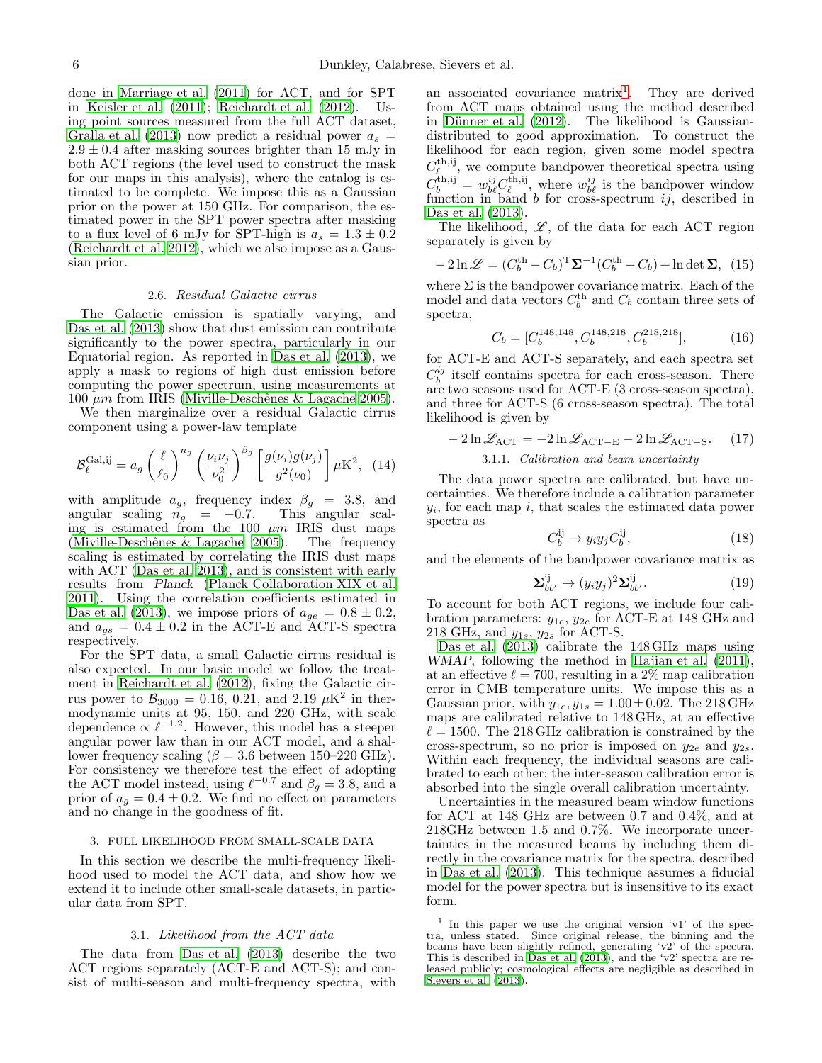done in Marriage et al. (2011) for ACT, and for SPT in Keisler et al. (2011); Reichardt et al. (2012). Using point sources measured from the full ACT dataset, Gralla et al. (2013) now predict a residual power $a_s = 2.9 \pm 0.4$ after masking sources brighter than 15 mJy in both ACT regions (the level used to construct the mask for our maps in this analysis), where the catalog is estimated to be complete. We impose this as a Gaussian prior on the power at 150 GHz. For comparison, the estimated power in the SPT power spectra after masking to a flux level of 6 mJy for SPT-high is $a_s = 1.3 \pm 0.2$ (Reichardt et al. 2012), which we also impose as a Gaussian prior.

### 2.6. *Residual Galactic cirrus*

The Galactic emission is spatially varying, and Das et al. (2013) show that dust emission can contribute significantly to the power spectra, particularly in our Equatorial region. As reported in Das et al. (2013), we apply a mask to regions of high dust emission before computing the power spectrum, using measurements at 100 $\mu m$ from IRIS (Miville-Deschênes & Lagache 2005).

We then marginalize over a residual Galactic cirrus component using a power-law template

$$\mathcal{B}_\ell^{\rm Gal,ij} = a_g \left(\frac{\ell}{\ell_0}\right)^{n_g} \left(\frac{\nu_i \nu_j}{\nu_0^2}\right)^{\beta_g} \left[\frac{g(\nu_i)g(\nu_j)}{g^2(\nu_0)}\right] \mu{\rm K}^2, \quad (14)$$

with amplitude $a_g$, frequency index $\beta_g = 3.8$, and angular scaling $n_g = -0.7$. This angular scaling is estimated from the 100 $\mu m$ IRIS dust maps (Miville-Deschênes & Lagache 2005). The frequency scaling is estimated by correlating the IRIS dust maps with ACT (Das et al. 2013), and is consistent with early results from *Planck* (Planck Collaboration XIX et al. 2011). Using the correlation coefficients estimated in Das et al. (2013), we impose priors of $a_{ge} = 0.8 \pm 0.2$, and $a_{gs} = 0.4 \pm 0.2$ in the ACT-E and ACT-S spectra respectively.

For the SPT data, a small Galactic cirrus residual is also expected. In our basic model we follow the treatment in Reichardt et al. (2012), fixing the Galactic cirrus power to $\mathcal{B}_{3000} = 0.16$, 0.21, and 2.19 $\mu$K$^2$ in thermodynamic units at 95, 150, and 220 GHz, with scale dependence $\propto \ell^{-1.2}$. However, this model has a steeper angular power law than in our ACT model, and a shallower frequency scaling ($\beta = 3.6$ between 150–220 GHz). For consistency we therefore test the effect of adopting the ACT model instead, using $\ell^{-0.7}$ and $\beta_g = 3.8$, and a prior of $a_g = 0.4 \pm 0.2$. We find no effect on parameters and no change in the goodness of fit.

## 3. FULL LIKELIHOOD FROM SMALL-SCALE DATA

In this section we describe the multi-frequency likelihood used to model the ACT data, and show how we extend it to include other small-scale datasets, in particular data from SPT.

### 3.1. *Likelihood from the ACT data*

The data from Das et al. (2013) describe the two ACT regions separately (ACT-E and ACT-S); and consist of multi-season and multi-frequency spectra, with an associated covariance matrix[1]. They are derived from ACT maps obtained using the method described in Dünner et al. (2012). The likelihood is Gaussian-distributed to good approximation. To construct the likelihood for each region, given some model spectra $C_\ell^{\rm th,ij}$, we compute bandpower theoretical spectra using $C_b^{\rm th,ij} = w_{b\ell}^{ij} C_\ell^{\rm th,ij}$, where $w_{b\ell}^{ij}$ is the bandpower window function in band $b$ for cross-spectrum $ij$, described in Das et al. (2013).

The likelihood, $\mathscr{L}$, of the data for each ACT region separately is given by

$$-2\ln\mathscr{L} = (C_b^{\rm th} - C_b)^{\rm T}\mathbf{\Sigma}^{-1}(C_b^{\rm th} - C_b) + \ln\det\mathbf{\Sigma}, \quad (15)$$

where $\Sigma$ is the bandpower covariance matrix. Each of the model and data vectors $C_b^{\rm th}$ and $C_b$ contain three sets of spectra,

$$C_b = [C_b^{148,148}, C_b^{148,218}, C_b^{218,218}], \quad (16)$$

for ACT-E and ACT-S separately, and each spectra set $C_b^{ij}$ itself contains spectra for each cross-season. There are two seasons used for ACT-E (3 cross-season spectra), and three for ACT-S (6 cross-season spectra). The total likelihood is given by

$$-2\ln\mathscr{L}_{\rm ACT} = -2\ln\mathscr{L}_{\rm ACT-E} - 2\ln\mathscr{L}_{\rm ACT-S}. \quad (17)$$

#### 3.1.1. *Calibration and beam uncertainty*

The data power spectra are calibrated, but have uncertainties. We therefore include a calibration parameter $y_i$, for each map $i$, that scales the estimated data power spectra as

$$C_b^{\rm ij} \rightarrow y_i y_j C_b^{\rm ij}, \quad (18)$$

and the elements of the bandpower covariance matrix as

$$\mathbf{\Sigma}_{bb'}^{\rm ij} \rightarrow (y_i y_j)^2 \mathbf{\Sigma}_{bb'}^{\rm ij}. \quad (19)$$

To account for both ACT regions, we include four calibration parameters: $y_{1e}$, $y_{2e}$ for ACT-E at 148 GHz and 218 GHz, and $y_{1s}$, $y_{2s}$ for ACT-S.

Das et al. (2013) calibrate the 148 GHz maps using *WMAP*, following the method in Hajian et al. (2011), at an effective $\ell = 700$, resulting in a 2% map calibration error in CMB temperature units. We impose this as a Gaussian prior, with $y_{1e}, y_{1s} = 1.00 \pm 0.02$. The 218 GHz maps are calibrated relative to 148 GHz, at an effective $\ell = 1500$. The 218 GHz calibration is constrained by the cross-spectrum, so no prior is imposed on $y_{2e}$ and $y_{2s}$. Within each frequency, the individual seasons are calibrated to each other; the inter-season calibration error is absorbed into the single overall calibration uncertainty.

Uncertainties in the measured beam window functions for ACT at 148 GHz are between 0.7 and 0.4%, and at 218GHz between 1.5 and 0.7%. We incorporate uncertainties in the measured beams by including them directly in the covariance matrix for the spectra, described in Das et al. (2013). This technique assumes a fiducial model for the power spectra but is insensitive to its exact form.

[1] In this paper we use the original version 'v1' of the spectra, unless stated. Since original release, the binning and the beams have been slightly refined, generating 'v2' of the spectra. This is described in Das et al. (2013), and the 'v2' spectra are released publicly; cosmological effects are negligible as described in Sievers et al. (2013).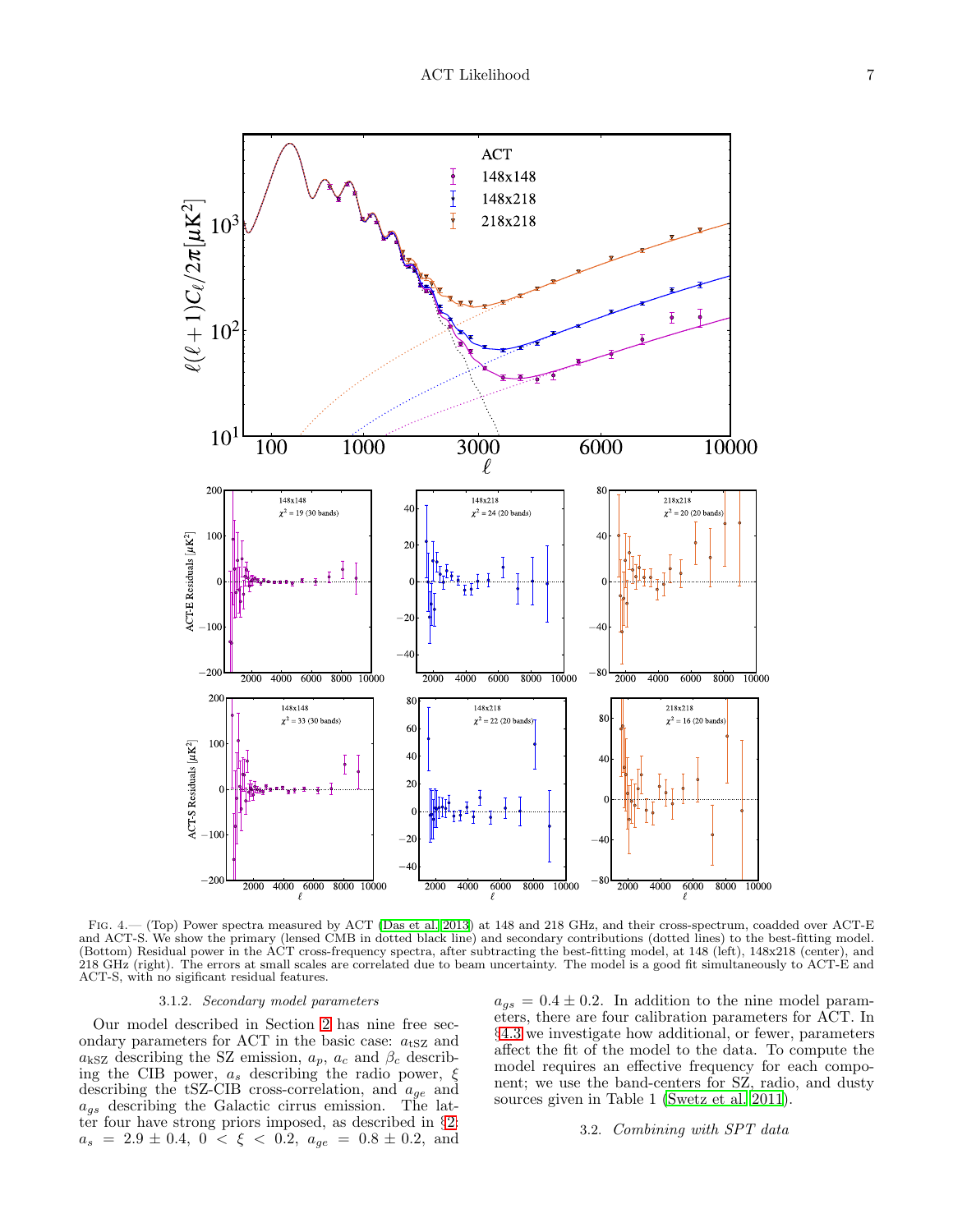Fig. 4.— (Top) Power spectra measured by ACT (Das et al. 2013) at 148 and 218 GHz, and their cross-spectrum, coadded over ACT-E and ACT-S. We show the primary (lensed CMB in dotted black line) and secondary contributions (dotted lines) to the best-fitting model. (Bottom) Residual power in the ACT cross-frequency spectra, after subtracting the best-fitting model, at 148 (left), 148x218 (center), and 218 GHz (right). The errors at small scales are correlated due to beam uncertainty. The model is a good fit simultaneously to ACT-E and ACT-S, with no sigificant residual features.

#### 3.1.2. *Secondary model parameters*

Our model described in Section 2 has nine free secondary parameters for ACT in the basic case: $a_{\rm tSZ}$ and $a_{\rm kSZ}$ describing the SZ emission, $a_p$, $a_c$ and $\beta_c$ describing the CIB power, $a_s$ describing the radio power, $\xi$ describing the tSZ-CIB cross-correlation, and $a_{ge}$ and $a_{gs}$ describing the Galactic cirrus emission. The latter four have strong priors imposed, as described in §2: $a_s = 2.9 \pm 0.4$, $0 < \xi < 0.2$, $a_{ge} = 0.8 \pm 0.2$, and $a_{gs} = 0.4 \pm 0.2$. In addition to the nine model parameters, there are four calibration parameters for ACT. In §4.3 we investigate how additional, or fewer, parameters affect the fit of the model to the data. To compute the model requires an effective frequency for each component; we use the band-centers for SZ, radio, and dusty sources given in Table 1 (Swetz et al. 2011).

### 3.2. *Combining with SPT data*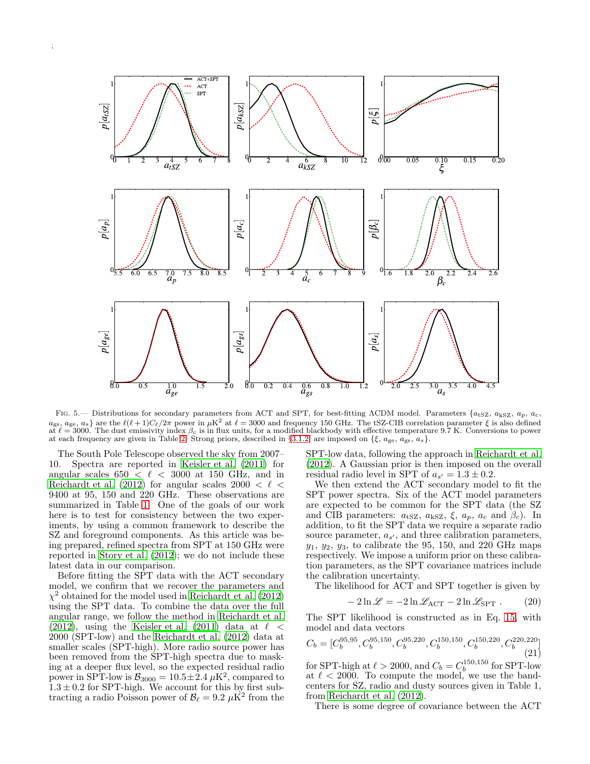FIG. 5.— Distributions for secondary parameters from ACT and SPT, for best-fitting ΛCDM model. Parameters $\{a_{\rm tSZ}, a_{\rm kSZ}, a_p, a_c, a_{\rm gs}, a_{\rm ge}, a_s\}$ are the $\ell(\ell+1)C_\ell/2\pi$ power in $\mu$K$^2$ at $\ell = 3000$ and frequency 150 GHz. The tSZ-CIB correlation parameter $\xi$ is also defined at $\ell = 3000$. The dust emissivity index $\beta_c$ is in flux units, for a modified blackbody with effective temperature 9.7 K. Conversions to power at each frequency are given in Table 2. Strong priors, described in §3.1.2, are imposed on $\{\xi, a_{\rm ge}, a_{\rm gs}, a_s\}$.

The South Pole Telescope observed the sky from 2007–10. Spectra are reported in Keisler et al. (2011) for angular scales $650 < \ell < 3000$ at 150 GHz, and in Reichardt et al. (2012) for angular scales $2000 < \ell < 9400$ at 95, 150 and 220 GHz. These observations are summarized in Table 1. One of the goals of our work here is to test for consistency between the two experiments, by using a common framework to describe the SZ and foreground components. As this article was being prepared, refined spectra from SPT at 150 GHz were reported in Story et al. (2012); we do not include these latest data in our comparison.

Before fitting the SPT data with the ACT secondary model, we confirm that we recover the parameters and $\chi^2$ obtained for the model used in Reichardt et al. (2012) using the SPT data. To combine the data over the full angular range, we follow the method in Reichardt et al. (2012), using the Keisler et al. (2011) data at $\ell < 2000$ (SPT-low) and the Reichardt et al. (2012) data at smaller scales (SPT-high). More radio source power has been removed from the SPT-high spectra due to masking at a deeper flux level, so the expected residual radio power in SPT-low is $\mathcal{B}_{3000} = 10.5 \pm 2.4\ \mu$K$^2$, compared to $1.3 \pm 0.2$ for SPT-high. We account for this by first subtracting a radio Poisson power of $\mathcal{B}_\ell = 9.2\ \mu$K$^2$ from the SPT-low data, following the approach in Reichardt et al. (2012). A Gaussian prior is then imposed on the overall residual radio level in SPT of $a_{s'} = 1.3 \pm 0.2$.

We then extend the ACT secondary model to fit the SPT power spectra. Six of the ACT model parameters are expected to be common for the SPT data (the SZ and CIB parameters: $a_{\rm tSZ}$, $a_{\rm kSZ}$, $\xi$, $a_p$, $a_c$ and $\beta_c$). In addition, to fit the SPT data we require a separate radio source parameter, $a_{s'}$, and three calibration parameters, $y_1$, $y_2$, $y_3$, to calibrate the 95, 150, and 220 GHz maps respectively. We impose a uniform prior on these calibration parameters, as the SPT covariance matrices include the calibration uncertainty.

The likelihood for ACT and SPT together is given by

$$-2\ln\mathscr{L} = -2\ln\mathscr{L}_{\rm ACT} - 2\ln\mathscr{L}_{\rm SPT}\ . \qquad (20)$$

The SPT likelihood is constructed as in Eq. 15, with model and data vectors

$$C_b = [C_b^{95,95}, C_b^{95,150}, C_b^{95,220}, C_b^{150,150}, C_b^{150,220}, C_b^{220,220}] \qquad (21)$$

for SPT-high at $\ell > 2000$, and $C_b = C_b^{150,150}$ for SPT-low at $\ell < 2000$. To compute the model, we use the band-centers for SZ, radio and dusty sources given in Table 1, from Reichardt et al. (2012).

There is some degree of covariance between the ACT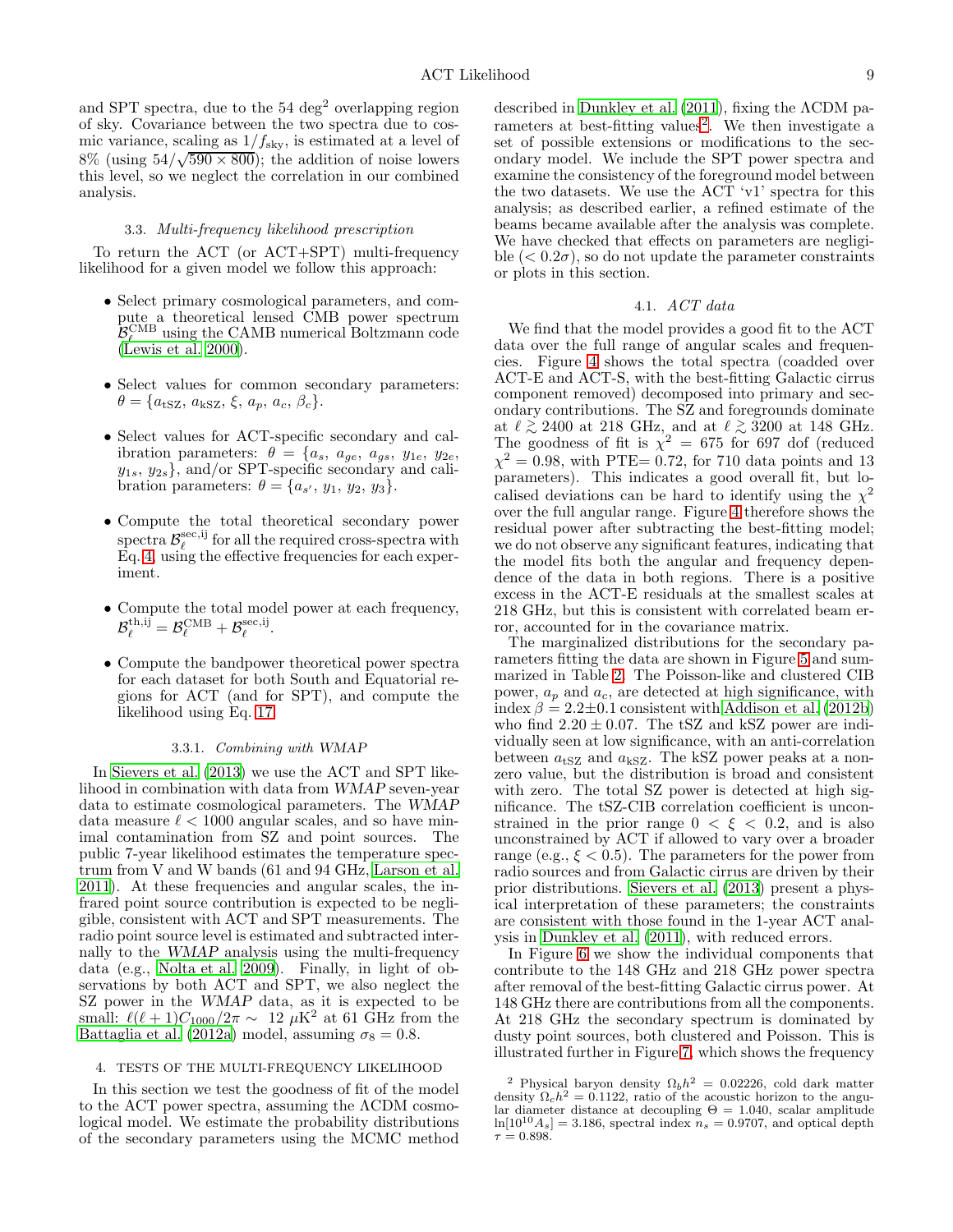and SPT spectra, due to the 54 deg$^2$ overlapping region of sky. Covariance between the two spectra due to cosmic variance, scaling as $1/f_{\rm sky}$, is estimated at a level of 8% (using $54/\sqrt{590 \times 800}$); the addition of noise lowers this level, so we neglect the correlation in our combined analysis.

### 3.3. *Multi-frequency likelihood prescription*

To return the ACT (or ACT+SPT) multi-frequency likelihood for a given model we follow this approach:

- Select primary cosmological parameters, and compute a theoretical lensed CMB power spectrum $\mathcal{B}_\ell^{\rm CMB}$ using the CAMB numerical Boltzmann code (Lewis et al. 2000).
- Select values for common secondary parameters: $\theta = \{a_{\rm tSZ}, a_{\rm kSZ}, \xi, a_p, a_c, \beta_c\}$.
- Select values for ACT-specific secondary and calibration parameters: $\theta = \{a_s, a_{ge}, a_{gs}, y_{1e}, y_{2e}, y_{1s}, y_{2s}\}$, and/or SPT-specific secondary and calibration parameters: $\theta = \{a_{s'}, y_1, y_2, y_3\}$.
- Compute the total theoretical secondary power spectra $\mathcal{B}_\ell^{\rm sec,ij}$ for all the required cross-spectra with Eq. 4, using the effective frequencies for each experiment.
- Compute the total model power at each frequency, $\mathcal{B}_\ell^{\rm th,ij} = \mathcal{B}_\ell^{\rm CMB} + \mathcal{B}_\ell^{\rm sec,ij}$.
- Compute the bandpower theoretical power spectra for each dataset for both South and Equatorial regions for ACT (and for SPT), and compute the likelihood using Eq. 17.

#### 3.3.1. *Combining with WMAP*

In Sievers et al. (2013) we use the ACT and SPT likelihood in combination with data from *WMAP* seven-year data to estimate cosmological parameters. The *WMAP* data measure $\ell < 1000$ angular scales, and so have minimal contamination from SZ and point sources. The public 7-year likelihood estimates the temperature spectrum from V and W bands (61 and 94 GHz, Larson et al. 2011). At these frequencies and angular scales, the infrared point source contribution is expected to be negligible, consistent with ACT and SPT measurements. The radio point source level is estimated and subtracted internally to the *WMAP* analysis using the multi-frequency data (e.g., Nolta et al. 2009). Finally, in light of observations by both ACT and SPT, we also neglect the SZ power in the *WMAP* data, as it is expected to be small: $\ell(\ell+1)C_{1000}/2\pi \sim 12\ \mu{\rm K}^2$ at 61 GHz from the Battaglia et al. (2012a) model, assuming $\sigma_8 = 0.8$.

## 4. TESTS OF THE MULTI-FREQUENCY LIKELIHOOD

In this section we test the goodness of fit of the model to the ACT power spectra, assuming the ΛCDM cosmological model. We estimate the probability distributions of the secondary parameters using the MCMC method described in Dunkley et al. (2011), fixing the ΛCDM parameters at best-fitting values[2]. We then investigate a set of possible extensions or modifications to the secondary model. We include the SPT power spectra and examine the consistency of the foreground model between the two datasets. We use the ACT 'v1' spectra for this analysis; as described earlier, a refined estimate of the beams became available after the analysis was complete. We have checked that effects on parameters are negligible ($< 0.2\sigma$), so do not update the parameter constraints or plots in this section.

### 4.1. *ACT data*

We find that the model provides a good fit to the ACT data over the full range of angular scales and frequencies. Figure 4 shows the total spectra (coadded over ACT-E and ACT-S, with the best-fitting Galactic cirrus component removed) decomposed into primary and secondary contributions. The SZ and foregrounds dominate at $\ell \gtrsim 2400$ at 218 GHz, and at $\ell \gtrsim 3200$ at 148 GHz. The goodness of fit is $\chi^2 = 675$ for 697 dof (reduced $\chi^2 = 0.98$, with PTE= 0.72, for 710 data points and 13 parameters). This indicates a good overall fit, but localised deviations can be hard to identify using the $\chi^2$ over the full angular range. Figure 4 therefore shows the residual power after subtracting the best-fitting model; we do not observe any significant features, indicating that the model fits both the angular and frequency dependence of the data in both regions. There is a positive excess in the ACT-E residuals at the smallest scales at 218 GHz, but this is consistent with correlated beam error, accounted for in the covariance matrix.

The marginalized distributions for the secondary parameters fitting the data are shown in Figure 5 and summarized in Table 2. The Poisson-like and clustered CIB power, $a_p$ and $a_c$, are detected at high significance, with index $\beta = 2.2 \pm 0.1$ consistent with Addison et al. (2012b) who find $2.20 \pm 0.07$. The tSZ and kSZ power are individually seen at low significance, with an anti-correlation between $a_{\rm tSZ}$ and $a_{\rm kSZ}$. The kSZ power peaks at a non-zero value, but the distribution is broad and consistent with zero. The total SZ power is detected at high significance. The tSZ-CIB correlation coefficient is unconstrained in the prior range $0 < \xi < 0.2$, and is also unconstrained by ACT if allowed to vary over a broader range (e.g., $\xi < 0.5$). The parameters for the power from radio sources and from Galactic cirrus are driven by their prior distributions. Sievers et al. (2013) present a physical interpretation of these parameters; the constraints are consistent with those found in the 1-year ACT analysis in Dunkley et al. (2011), with reduced errors.

In Figure 6 we show the individual components that contribute to the 148 GHz and 218 GHz power spectra after removal of the best-fitting Galactic cirrus power. At 148 GHz there are contributions from all the components. At 218 GHz the secondary spectrum is dominated by dusty point sources, both clustered and Poisson. This is illustrated further in Figure 7, which shows the frequency

[2] Physical baryon density $\Omega_b h^2 = 0.02226$, cold dark matter density $\Omega_c h^2 = 0.1122$, ratio of the acoustic horizon to the angular diameter distance at decoupling $\Theta = 1.040$, scalar amplitude $\ln[10^{10} A_s] = 3.186$, spectral index $n_s = 0.9707$, and optical depth $\tau = 0.898$.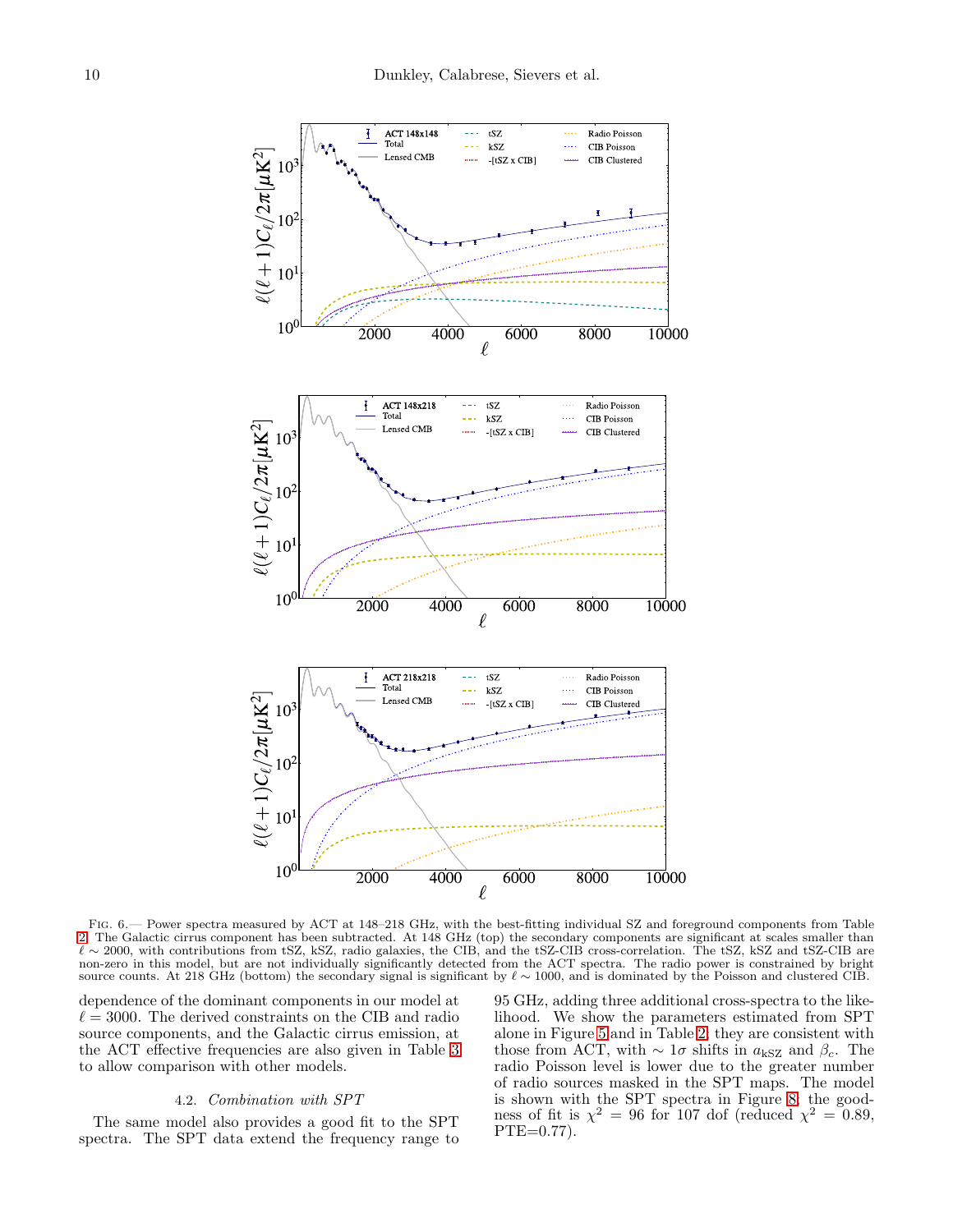Fig. 6.— Power spectra measured by ACT at 148–218 GHz, with the best-fitting individual SZ and foreground components from Table 2. The Galactic cirrus component has been subtracted. At 148 GHz (top) the secondary components are significant at scales smaller than $\ell \sim 2000$, with contributions from tSZ, kSZ, radio galaxies, the CIB, and the tSZ-CIB cross-correlation. The tSZ, kSZ and tSZ-CIB are non-zero in this model, but are not individually significantly detected from the ACT spectra. The radio power is constrained by bright source counts. At 218 GHz (bottom) the secondary signal is significant by $\ell \sim 1000$, and is dominated by the Poisson and clustered CIB.

dependence of the dominant components in our model at $\ell = 3000$. The derived constraints on the CIB and radio source components, and the Galactic cirrus emission, at the ACT effective frequencies are also given in Table 3 to allow comparison with other models.

### 4.2. *Combination with SPT*

The same model also provides a good fit to the SPT spectra. The SPT data extend the frequency range to 95 GHz, adding three additional cross-spectra to the likelihood. We show the parameters estimated from SPT alone in Figure 5 and in Table 2; they are consistent with those from ACT, with $\sim 1\sigma$ shifts in $a_{\rm kSZ}$ and $\beta_c$. The radio Poisson level is lower due to the greater number of radio sources masked in the SPT maps. The model is shown with the SPT spectra in Figure 8; the goodness of fit is $\chi^2 = 96$ for 107 dof (reduced $\chi^2 = 0.89$, PTE=0.77).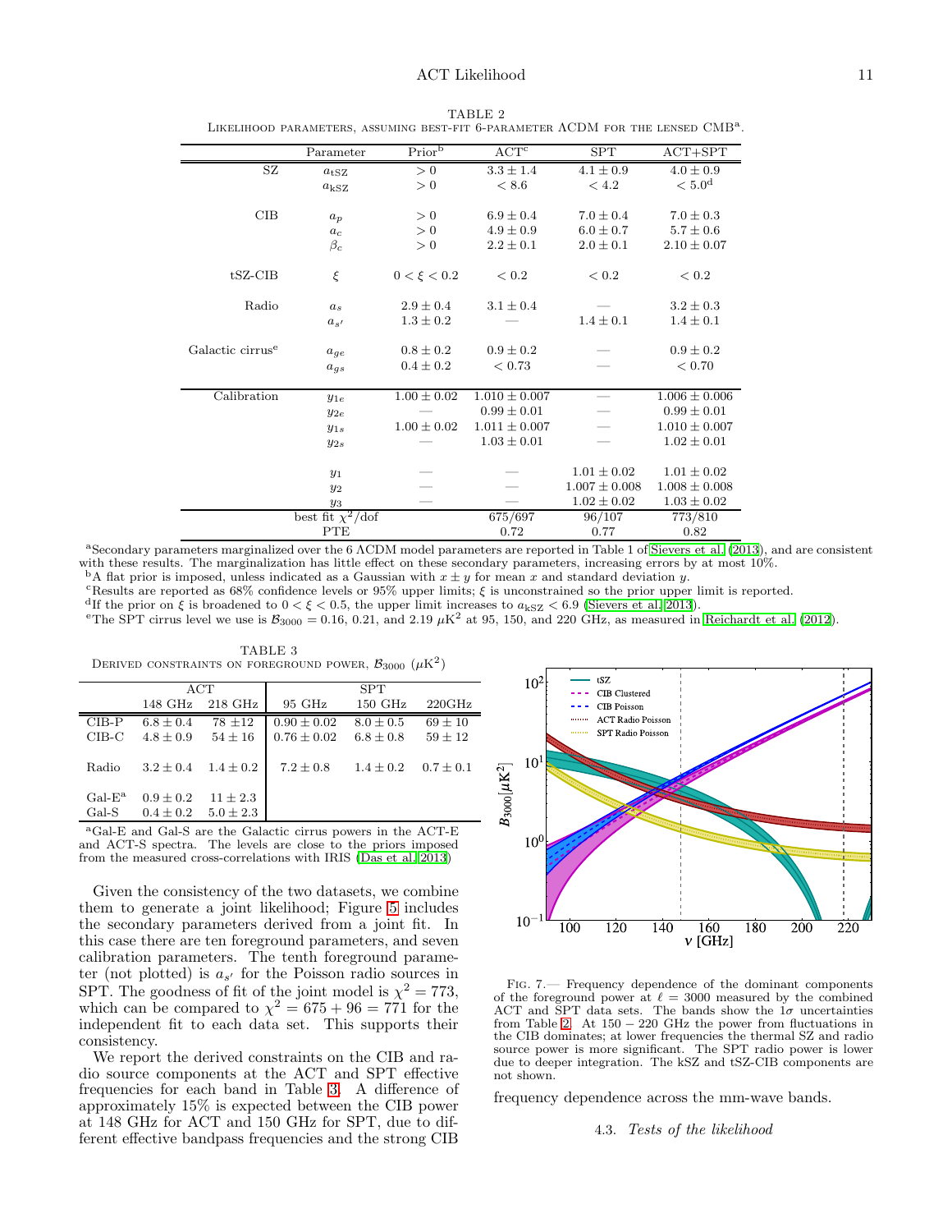TABLE 2
Likelihood parameters, assuming best-fit 6-parameter ΛCDM for the lensed CMB[a].

| | Parameter | Prior[b] | ACT[c] | SPT | ACT+SPT |
|---|---|---|---|---|---|
| SZ | $a_{\rm tSZ}$ | $>0$ | $3.3 \pm 1.4$ | $4.1 \pm 0.9$ | $4.0 \pm 0.9$ |
| | $a_{\rm kSZ}$ | $>0$ | $< 8.6$ | $< 4.2$ | $< 5.0$[d] |
| CIB | $a_p$ | $>0$ | $6.9 \pm 0.4$ | $7.0 \pm 0.4$ | $7.0 \pm 0.3$ |
| | $a_c$ | $>0$ | $4.9 \pm 0.9$ | $6.0 \pm 0.7$ | $5.7 \pm 0.6$ |
| | $\beta_c$ | $>0$ | $2.2 \pm 0.1$ | $2.0 \pm 0.1$ | $2.10 \pm 0.07$ |
| tSZ-CIB | $\xi$ | $0 < \xi < 0.2$ | $< 0.2$ | $< 0.2$ | $< 0.2$ |
| Radio | $a_s$ | $2.9 \pm 0.4$ | $3.1 \pm 0.4$ | — | $3.2 \pm 0.3$ |
| | $a_{s'}$ | $1.3 \pm 0.2$ | — | $1.4 \pm 0.1$ | $1.4 \pm 0.1$ |
| Galactic cirrus[e] | $a_{ge}$ | $0.8 \pm 0.2$ | $0.9 \pm 0.2$ | — | $0.9 \pm 0.2$ |
| | $a_{gs}$ | $0.4 \pm 0.2$ | $< 0.73$ | — | $< 0.70$ |
| Calibration | $y_{1e}$ | $1.00 \pm 0.02$ | $1.010 \pm 0.007$ | — | $1.006 \pm 0.006$ |
| | $y_{2e}$ | — | $0.99 \pm 0.01$ | — | $0.99 \pm 0.01$ |
| | $y_{1s}$ | $1.00 \pm 0.02$ | $1.011 \pm 0.007$ | — | $1.010 \pm 0.007$ |
| | $y_{2s}$ | — | $1.03 \pm 0.01$ | — | $1.02 \pm 0.01$ |
| | $y_1$ | — | — | $1.01 \pm 0.02$ | $1.01 \pm 0.02$ |
| | $y_2$ | — | — | $1.007 \pm 0.008$ | $1.008 \pm 0.008$ |
| | $y_3$ | — | — | $1.02 \pm 0.02$ | $1.03 \pm 0.02$ |
| | best fit $\chi^2$/dof | | 675/697 | 96/107 | 773/810 |
| | PTE | | 0.72 | 0.77 | 0.82 |

[a]Secondary parameters marginalized over the 6 ΛCDM model parameters are reported in Table 1 of Sievers et al. (2013), and are consistent with these results. The marginalization has little effect on these secondary parameters, increasing errors by at most 10%.
[b]A flat prior is imposed, unless indicated as a Gaussian with $x \pm y$ for mean $x$ and standard deviation $y$.
[c]Results are reported as 68% confidence levels or 95% upper limits; $\xi$ is unconstrained so the prior upper limit is reported.
[d]If the prior on $\xi$ is broadened to $0 < \xi < 0.5$, the upper limit increases to $a_{\rm kSZ} < 6.9$ (Sievers et al. 2013).
[e]The SPT cirrus level we use is $\mathcal{B}_{3000} = 0.16$, 0.21, and 2.19 $\mu$K$^2$ at 95, 150, and 220 GHz, as measured in Reichardt et al. (2012).

TABLE 3
Derived constraints on foreground power, $\mathcal{B}_{3000}$ ($\mu$K$^2$)

| | ACT | | SPT | | |
|---|---|---|---|---|---|
| | 148 GHz | 218 GHz | 95 GHz | 150 GHz | 220GHz |
| CIB-P | $6.8 \pm 0.4$ | $78 \pm 12$ | $0.90 \pm 0.02$ | $8.0 \pm 0.5$ | $69 \pm 10$ |
| CIB-C | $4.8 \pm 0.9$ | $54 \pm 16$ | $0.76 \pm 0.02$ | $6.8 \pm 0.8$ | $59 \pm 12$ |
| Radio | $3.2 \pm 0.4$ | $1.4 \pm 0.2$ | $7.2 \pm 0.8$ | $1.4 \pm 0.2$ | $0.7 \pm 0.1$ |
| Gal-E[a] | $0.9 \pm 0.2$ | $11 \pm 2.3$ | | | |
| Gal-S | $0.4 \pm 0.2$ | $5.0 \pm 2.3$ | | | |

[a]Gal-E and Gal-S are the Galactic cirrus powers in the ACT-E and ACT-S spectra. The levels are close to the priors imposed from the measured cross-correlations with IRIS (Das et al. 2013)

Given the consistency of the two datasets, we combine them to generate a joint likelihood; Figure 5 includes the secondary parameters derived from a joint fit. In this case there are ten foreground parameters, and seven calibration parameters. The tenth foreground parameter (not plotted) is $a_{s'}$ for the Poisson radio sources in SPT. The goodness of fit of the joint model is $\chi^2 = 773$, which can be compared to $\chi^2 = 675 + 96 = 771$ for the independent fit to each data set. This supports their consistency.

We report the derived constraints on the CIB and radio source components at the ACT and SPT effective frequencies for each band in Table 3. A difference of approximately 15% is expected between the CIB power at 148 GHz for ACT and 150 GHz for SPT, due to different effective bandpass frequencies and the strong CIB frequency dependence across the mm-wave bands.

Fig. 7.— Frequency dependence of the dominant components of the foreground power at $\ell = 3000$ measured by the combined ACT and SPT data sets. The bands show the $1\sigma$ uncertainties from Table 2. At 150 − 220 GHz the power from fluctuations in the CIB dominates; at lower frequencies the thermal SZ and radio source power is more significant. The SPT radio power is lower due to deeper integration. The kSZ and tSZ-CIB components are not shown.

### 4.3. *Tests of the likelihood*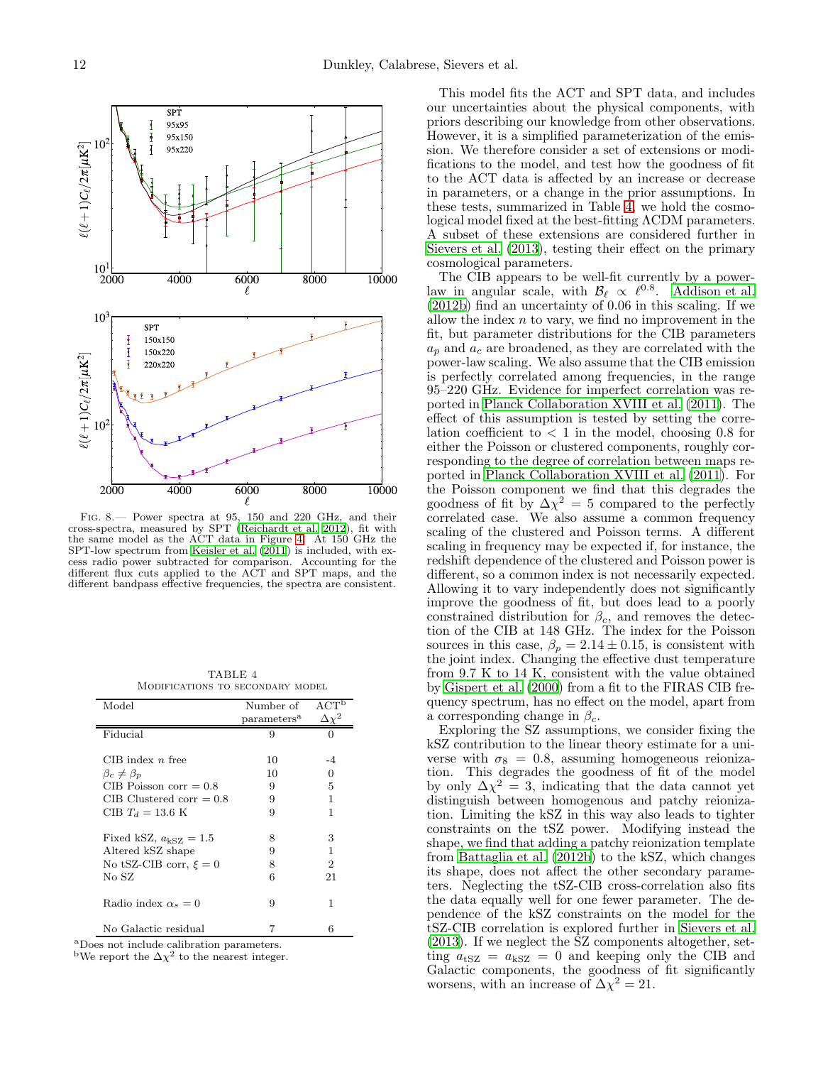Fig. 8.— Power spectra at 95, 150 and 220 GHz, and their cross-spectra, measured by SPT (Reichardt et al. 2012), fit with the same model as the ACT data in Figure 4. At 150 GHz the SPT-low spectrum from Keisler et al. (2011) is included, with excess radio power subtracted for comparison. Accounting for the different flux cuts applied to the ACT and SPT maps, and the different bandpass effective frequencies, the spectra are consistent.

TABLE 4
Modifications to secondary model

| Model | Number of parameters[a] | ACT[b] $\Delta\chi^2$ |
|---|---|---|
| Fiducial | 9 | 0 |
| CIB index $n$ free | 10 | -4 |
| $\beta_c \neq \beta_p$ | 10 | 0 |
| CIB Poisson corr = 0.8 | 9 | 5 |
| CIB Clustered corr = 0.8 | 9 | 1 |
| CIB $T_d = 13.6$ K | 9 | 1 |
| Fixed kSZ, $a_{\rm kSZ} = 1.5$ | 8 | 3 |
| Altered kSZ shape | 9 | 1 |
| No tSZ-CIB corr, $\xi = 0$ | 8 | 2 |
| No SZ | 6 | 21 |
| Radio index $\alpha_s = 0$ | 9 | 1 |
| No Galactic residual | 7 | 6 |

[a]Does not include calibration parameters.
[b]We report the $\Delta\chi^2$ to the nearest integer.

This model fits the ACT and SPT data, and includes our uncertainties about the physical components, with priors describing our knowledge from other observations. However, it is a simplified parameterization of the emission. We therefore consider a set of extensions or modifications to the model, and test how the goodness of fit to the ACT data is affected by an increase or decrease in parameters, or a change in the prior assumptions. In these tests, summarized in Table 4, we hold the cosmological model fixed at the best-fitting ΛCDM parameters. A subset of these extensions are considered further in Sievers et al. (2013), testing their effect on the primary cosmological parameters.

The CIB appears to be well-fit currently by a power-law in angular scale, with $\mathcal{B}_\ell \propto \ell^{0.8}$. Addison et al. (2012b) find an uncertainty of 0.06 in this scaling. If we allow the index $n$ to vary, we find no improvement in the fit, but parameter distributions for the CIB parameters $a_p$ and $a_c$ are broadened, as they are correlated with the power-law scaling. We also assume that the CIB emission is perfectly correlated among frequencies, in the range 95–220 GHz. Evidence for imperfect correlation was reported in Planck Collaboration XVIII et al. (2011). The effect of this assumption is tested by setting the correlation coefficient to $< 1$ in the model, choosing 0.8 for either the Poisson or clustered components, roughly corresponding to the degree of correlation between maps reported in Planck Collaboration XVIII et al. (2011). For the Poisson component we find that this degrades the goodness of fit by $\Delta\chi^2 = 5$ compared to the perfectly correlated case. We also assume a common frequency scaling of the clustered and Poisson terms. A different scaling in frequency may be expected if, for instance, the redshift dependence of the clustered and Poisson power is different, so a common index is not necessarily expected. Allowing it to vary independently does not significantly improve the goodness of fit, but does lead to a poorly constrained distribution for $\beta_c$, and removes the detection of the CIB at 148 GHz. The index for the Poisson sources in this case, $\beta_p = 2.14 \pm 0.15$, is consistent with the joint index. Changing the effective dust temperature from 9.7 K to 14 K, consistent with the value obtained by Gispert et al. (2000) from a fit to the FIRAS CIB frequency spectrum, has no effect on the model, apart from a corresponding change in $\beta_c$.

Exploring the SZ assumptions, we consider fixing the kSZ contribution to the linear theory estimate for a universe with $\sigma_8 = 0.8$, assuming homogeneous reionization. This degrades the goodness of fit of the model by only $\Delta\chi^2 = 3$, indicating that the data cannot yet distinguish between homogenous and patchy reionization. Limiting the kSZ in this way also leads to tighter constraints on the tSZ power. Modifying instead the shape, we find that adding a patchy reionization template from Battaglia et al. (2012b) to the kSZ, which changes its shape, does not affect the other secondary parameters. Neglecting the tSZ-CIB cross-correlation also fits the data equally well for one fewer parameter. The dependence of the kSZ constraints on the model for the tSZ-CIB correlation is explored further in Sievers et al. (2013). If we neglect the SZ components altogether, setting $a_{\rm tSZ} = a_{\rm kSZ} = 0$ and keeping only the CIB and Galactic components, the goodness of fit significantly worsens, with an increase of $\Delta\chi^2 = 21$.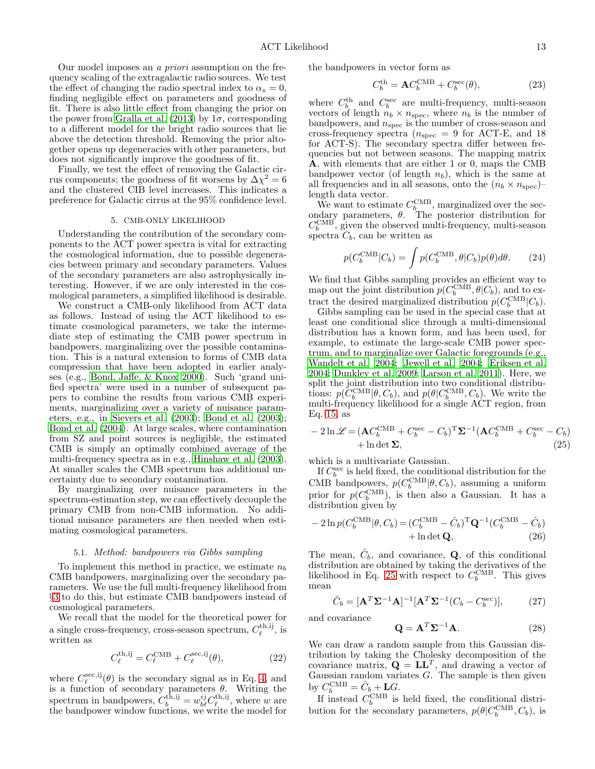Our model imposes an *a priori* assumption on the frequency scaling of the extragalactic radio sources. We test the effect of changing the radio spectral index to $\alpha_s = 0$, finding negligible effect on parameters and goodness of fit. There is also little effect from changing the prior on the power from Gralla et al. (2013) by $1\sigma$, corresponding to a different model for the bright radio sources that lie above the detection threshold. Removing the prior altogether opens up degeneracies with other parameters, but does not significantly improve the goodness of fit.

Finally, we test the effect of removing the Galactic cirrus components; the goodness of fit worsens by $\Delta\chi^2 = 6$ and the clustered CIB level increases. This indicates a preference for Galactic cirrus at the 95% confidence level.

## 5. CMB-ONLY LIKELIHOOD

Understanding the contribution of the secondary components to the ACT power spectra is vital for extracting the cosmological information, due to possible degeneracies between primary and secondary parameters. Values of the secondary parameters are also astrophysically interesting. However, if we are only interested in the cosmological parameters, a simplified likelihood is desirable.

We construct a CMB-only likelihood from ACT data as follows. Instead of using the ACT likelihood to estimate cosmological parameters, we take the intermediate step of estimating the CMB power spectrum in bandpowers, marginalizing over the possible contamination. This is a natural extension to forms of CMB data compression that have been adopted in earlier analyses (e.g., Bond, Jaffe, & Knox 2000). Such 'grand unified spectra' were used in a number of subsequent papers to combine the results from various CMB experiments, marginalizing over a variety of nuisance parameters, e.g., in Sievers et al. (2003); Bond et al. (2003); Bond et al. (2004). At large scales, where contamination from SZ and point sources is negligible, the estimated CMB is simply an optimally combined average of the multi-frequency spectra as in e.g., Hinshaw et al. (2003). At smaller scales the CMB spectrum has additional uncertainty due to secondary contamination.

By marginalizing over nuisance parameters in the spectrum-estimation step, we can effectively decouple the primary CMB from non-CMB information. No additional nuisance parameters are then needed when estimating cosmological parameters.

### 5.1. *Method: bandpowers via Gibbs sampling*

To implement this method in practice, we estimate $n_b$ CMB bandpowers, marginalizing over the secondary parameters. We use the full multi-frequency likelihood from §3 to do this, but estimate CMB bandpowers instead of cosmological parameters.

We recall that the model for the theoretical power for a single cross-frequency, cross-season spectrum, $C_\ell^{\rm th,ij}$, is written as

$$C_\ell^{\rm th,ij} = C_\ell^{\rm CMB} + C_\ell^{\rm sec,ij}(\theta), \tag{22}$$

where $C_\ell^{\rm sec,ij}(\theta)$ is the secondary signal as in Eq. 4, and is a function of secondary parameters $\theta$. Writing the spectrum in bandpowers, $C_b^{\rm th,ij} = w_{b\ell}^{ij} C_\ell^{\rm th,ij}$, where $w$ are the bandpower window functions, we write the model for the bandpowers in vector form as

$$C_b^{\rm th} = \mathbf{A} C_b^{\rm CMB} + C_b^{\rm sec}(\theta), \tag{23}$$

where $C_b^{\rm th}$ and $C_b^{\rm sec}$ are multi-frequency, multi-season vectors of length $n_b \times n_{\rm spec}$, where $n_b$ is the number of bandpowers, and $n_{\rm spec}$ is the number of cross-season and cross-frequency spectra ($n_{\rm spec} = 9$ for ACT-E, and 18 for ACT-S). The secondary spectra differ between frequencies but not between seasons. The mapping matrix $\mathbf{A}$, with elements that are either 1 or 0, maps the CMB bandpower vector (of length $n_b$), which is the same at all frequencies and in all seasons, onto the $(n_b \times n_{\rm spec})$–length data vector.

We want to estimate $C_b^{\rm CMB}$, marginalized over the secondary parameters, $\theta$. The posterior distribution for $C_b^{\rm CMB}$, given the observed multi-frequency, multi-season spectra $C_b$, can be written as

$$p(C_b^{\rm CMB}|C_b) = \int p(C_b^{\rm CMB}, \theta|C_b) p(\theta) d\theta. \tag{24}$$

We find that Gibbs sampling provides an efficient way to map out the joint distribution $p(C_b^{\rm CMB}, \theta|C_b)$, and to extract the desired marginalized distribution $p(C_b^{\rm CMB}|C_b)$.

Gibbs sampling can be used in the special case that at least one conditional slice through a multi-dimensional distribution has a known form, and has been used, for example, to estimate the large-scale CMB power spectrum, and to marginalize over Galactic foregrounds (e.g., Wandelt et al. 2004; Jewell et al. 2004; Eriksen et al. 2004; Dunkley et al. 2009; Larson et al. 2011). Here, we split the joint distribution into two conditional distributions: $p(C_b^{\rm CMB}|\theta, C_b)$, and $p(\theta|C_b^{\rm CMB}, C_b)$. We write the multi-frequency likelihood for a single ACT region, from Eq. 15, as

$$-2\ln\mathscr{L} = (\mathbf{A}C_b^{\rm CMB} + C_b^{\rm sec} - C_b)^{\rm T} \mathbf{\Sigma}^{-1} (\mathbf{A}C_b^{\rm CMB} + C_b^{\rm sec} - C_b) + \ln\det\mathbf{\Sigma}, \tag{25}$$

which is a multivariate Gaussian.

If $C_b^{\rm sec}$ is held fixed, the conditional distribution for the CMB bandpowers, $p(C_b^{\rm CMB}|\theta, C_b)$, assuming a uniform prior for $p(C_b^{\rm CMB})$, is then also a Gaussian. It has a distribution given by

$$-2\ln p(C_b^{\rm CMB}|\theta, C_b) = (C_b^{\rm CMB} - \hat{C}_b)^{\rm T} \mathbf{Q}^{-1} (C_b^{\rm CMB} - \hat{C}_b) + \ln\det\mathbf{Q}, \tag{26}$$

The mean, $\hat{C}_b$, and covariance, $\mathbf{Q}$, of this conditional distribution are obtained by taking the derivatives of the likelihood in Eq. 25 with respect to $C_b^{\rm CMB}$. This gives mean

$$\hat{C}_b = [\mathbf{A}^T \mathbf{\Sigma}^{-1} \mathbf{A}]^{-1} [\mathbf{A}^T \mathbf{\Sigma}^{-1} (C_b - C_b^{\rm sec})], \tag{27}$$

and covariance

$$\mathbf{Q} = \mathbf{A}^T \mathbf{\Sigma}^{-1} \mathbf{A}. \tag{28}$$

We can draw a random sample from this Gaussian distribution by taking the Cholesky decomposition of the covariance matrix, $\mathbf{Q} = \mathbf{L}\mathbf{L}^T$, and drawing a vector of Gaussian random variates $G$. The sample is then given by $C_b^{\rm CMB} = \hat{C}_b + \mathbf{L}G$.

If instead $C_b^{\rm CMB}$ is held fixed, the conditional distribution for the secondary parameters, $p(\theta|C_b^{\rm CMB}, C_b)$, is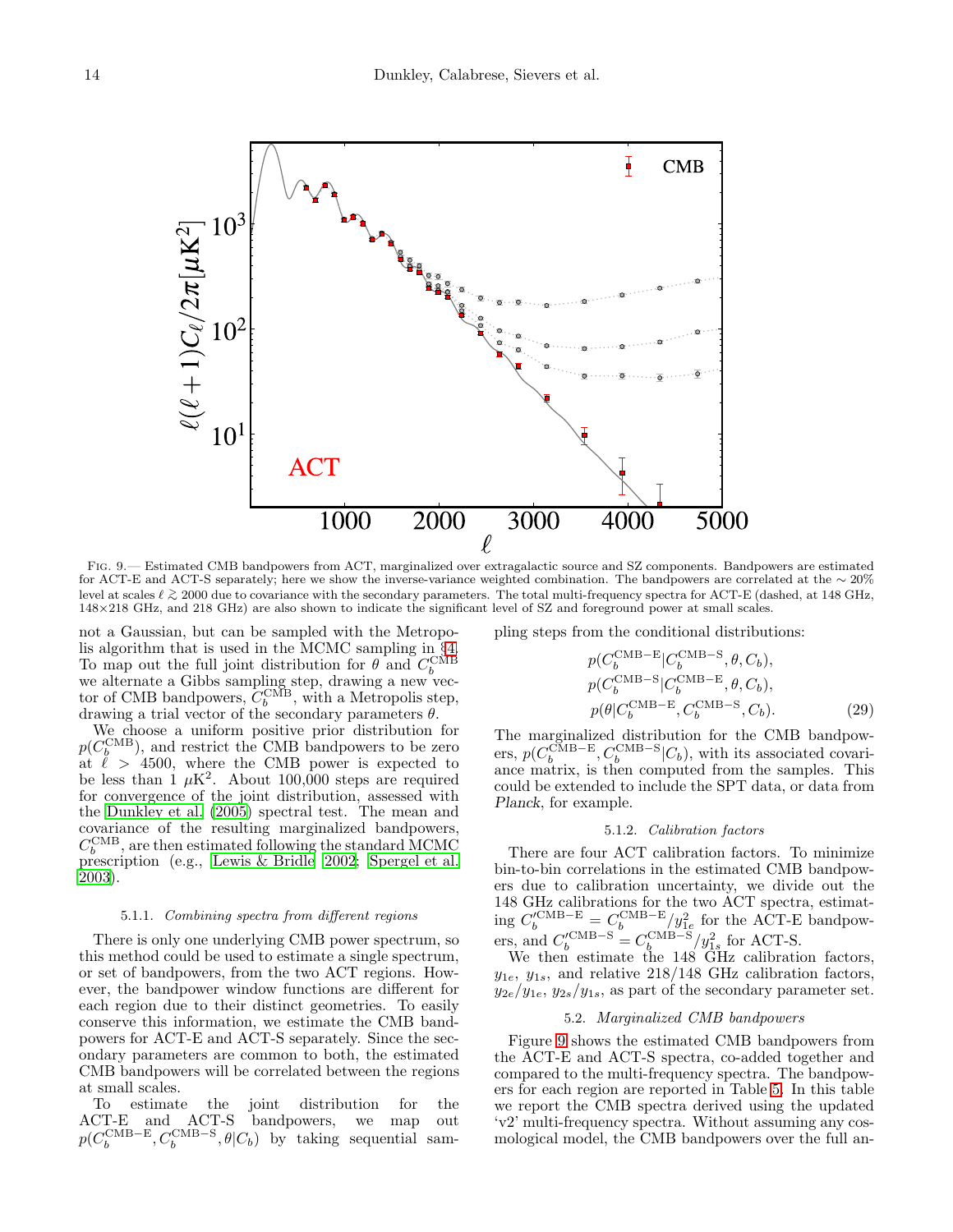Fig. 9.— Estimated CMB bandpowers from ACT, marginalized over extragalactic source and SZ components. Bandpowers are estimated for ACT-E and ACT-S separately; here we show the inverse-variance weighted combination. The bandpowers are correlated at the $\sim 20\%$ level at scales $\ell \gtrsim 2000$ due to covariance with the secondary parameters. The total multi-frequency spectra for ACT-E (dashed, at 148 GHz, 148×218 GHz, and 218 GHz) are also shown to indicate the significant level of SZ and foreground power at small scales.

not a Gaussian, but can be sampled with the Metropolis algorithm that is used in the MCMC sampling in §4. To map out the full joint distribution for $\theta$ and $C_b^{\rm CMB}$ we alternate a Gibbs sampling step, drawing a new vector of CMB bandpowers, $C_b^{\rm CMB}$, with a Metropolis step, drawing a trial vector of the secondary parameters $\theta$.

We choose a uniform positive prior distribution for $p(C_b^{\rm CMB})$, and restrict the CMB bandpowers to be zero at $\ell > 4500$, where the CMB power is expected to be less than 1 $\mu$K$^2$. About 100,000 steps are required for convergence of the joint distribution, assessed with the Dunkley et al. (2005) spectral test. The mean and covariance of the resulting marginalized bandpowers, $C_b^{\rm CMB}$, are then estimated following the standard MCMC prescription (e.g., Lewis & Bridle 2002; Spergel et al. 2003).

#### 5.1.1. *Combining spectra from different regions*

There is only one underlying CMB power spectrum, so this method could be used to estimate a single spectrum, or set of bandpowers, from the two ACT regions. However, the bandpower window functions are different for each region due to their distinct geometries. To easily conserve this information, we estimate the CMB bandpowers for ACT-E and ACT-S separately. Since the secondary parameters are common to both, the estimated CMB bandpowers will be correlated between the regions at small scales.

To estimate the joint distribution for the ACT-E and ACT-S bandpowers, we map out $p(C_b^{\rm CMB-E}, C_b^{\rm CMB-S}, \theta | C_b)$ by taking sequential sampling steps from the conditional distributions:

$$
\begin{aligned}
&p(C_b^{\rm CMB-E} | C_b^{\rm CMB-S}, \theta, C_b), \\
&p(C_b^{\rm CMB-S} | C_b^{\rm CMB-E}, \theta, C_b), \\
&p(\theta | C_b^{\rm CMB-E}, C_b^{\rm CMB-S}, C_b). \qquad (29)
\end{aligned}
$$

The marginalized distribution for the CMB bandpowers, $p(C_b^{\rm CMB-E}, C_b^{\rm CMB-S} | C_b)$, with its associated covariance matrix, is then computed from the samples. This could be extended to include the SPT data, or data from *Planck*, for example.

#### 5.1.2. *Calibration factors*

There are four ACT calibration factors. To minimize bin-to-bin correlations in the estimated CMB bandpowers due to calibration uncertainty, we divide out the 148 GHz calibrations for the two ACT spectra, estimating $C_b'^{\rm CMB-E} = C_b^{\rm CMB-E}/y_{1e}^2$ for the ACT-E bandpowers, and $C_b'^{\rm CMB-S} = C_b^{\rm CMB-S}/y_{1s}^2$ for ACT-S.

We then estimate the 148 GHz calibration factors, $y_{1e}$, $y_{1s}$, and relative 218/148 GHz calibration factors, $y_{2e}/y_{1e}$, $y_{2s}/y_{1s}$, as part of the secondary parameter set.

### 5.2. *Marginalized CMB bandpowers*

Figure 9 shows the estimated CMB bandpowers from the ACT-E and ACT-S spectra, co-added together and compared to the multi-frequency spectra. The bandpowers for each region are reported in Table 5. In this table we report the CMB spectra derived using the updated 'v2' multi-frequency spectra. Without assuming any cosmological model, the CMB bandpowers over the full an-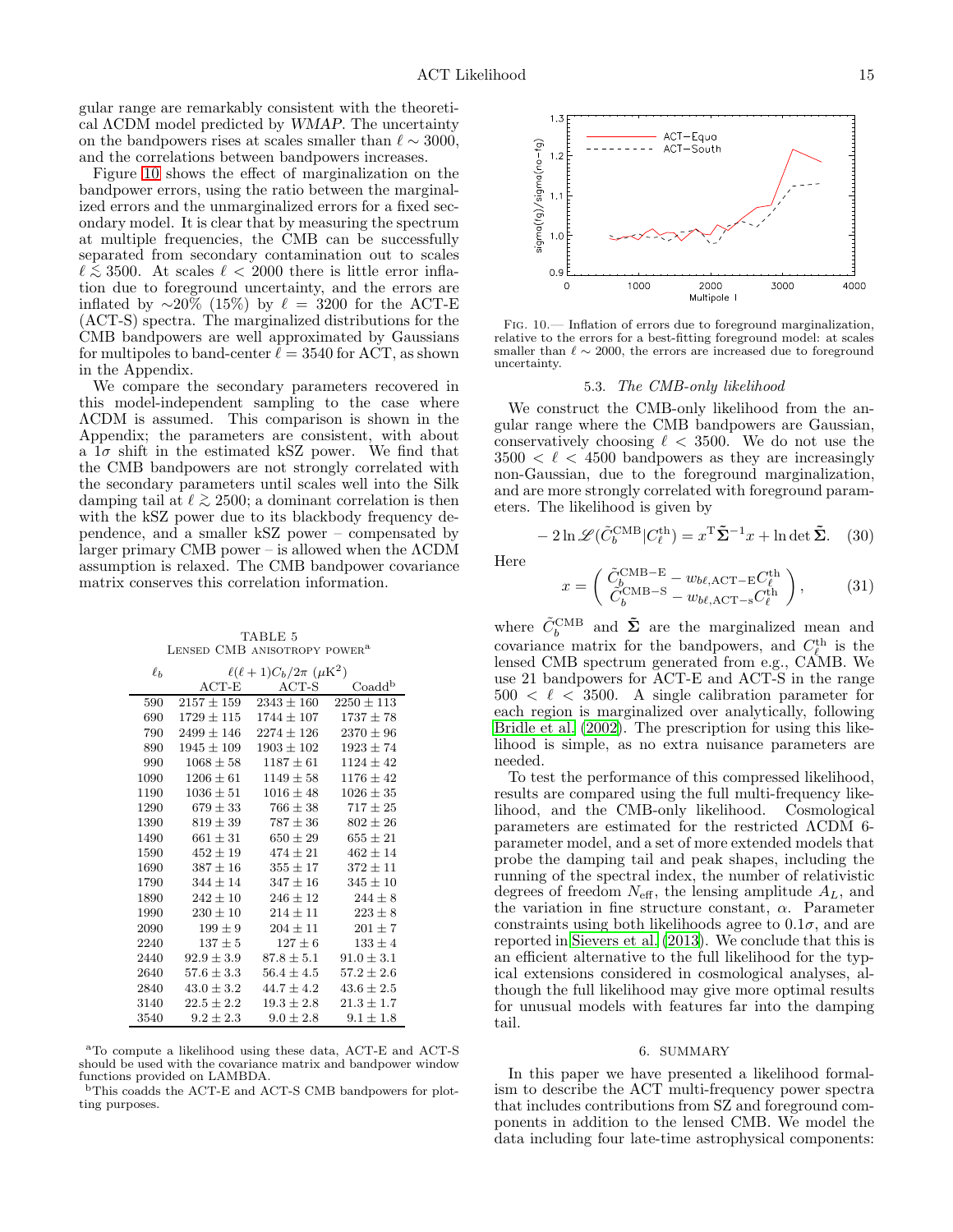gular range are remarkably consistent with the theoretical ΛCDM model predicted by *WMAP*. The uncertainty on the bandpowers rises at scales smaller than $\ell \sim 3000$, and the correlations between bandpowers increases.

Figure 10 shows the effect of marginalization on the bandpower errors, using the ratio between the marginalized errors and the unmarginalized errors for a fixed secondary model. It is clear that by measuring the spectrum at multiple frequencies, the CMB can be successfully separated from secondary contamination out to scales $\ell \lesssim 3500$. At scales $\ell < 2000$ there is little error inflation due to foreground uncertainty, and the errors are inflated by $\sim$20% (15%) by $\ell = 3200$ for the ACT-E (ACT-S) spectra. The marginalized distributions for the CMB bandpowers are well approximated by Gaussians for multipoles to band-center $\ell = 3540$ for ACT, as shown in the Appendix.

We compare the secondary parameters recovered in this model-independent sampling to the case where ΛCDM is assumed. This comparison is shown in the Appendix; the parameters are consistent, with about a $1\sigma$ shift in the estimated kSZ power. We find that the CMB bandpowers are not strongly correlated with the secondary parameters until scales well into the Silk damping tail at $\ell \gtrsim 2500$; a dominant correlation is then with the kSZ power due to its blackbody frequency dependence, and a smaller kSZ power – compensated by larger primary CMB power – is allowed when the ΛCDM assumption is relaxed. The CMB bandpower covariance matrix conserves this correlation information.

TABLE 5
Lensed CMB anisotropy power[a]

| $\ell_b$ | $\ell(\ell+1)C_b/2\pi$ ($\mu$K$^2$) | | |
|---|---|---|---|
| | ACT-E | ACT-S | Coadd[b] |
| 590 | $2157 \pm 159$ | $2343 \pm 160$ | $2250 \pm 113$ |
| 690 | $1729 \pm 115$ | $1744 \pm 107$ | $1737 \pm 78$ |
| 790 | $2499 \pm 146$ | $2274 \pm 126$ | $2370 \pm 96$ |
| 890 | $1945 \pm 109$ | $1903 \pm 102$ | $1923 \pm 74$ |
| 990 | $1068 \pm 58$ | $1187 \pm 61$ | $1124 \pm 42$ |
| 1090 | $1206 \pm 61$ | $1149 \pm 58$ | $1176 \pm 42$ |
| 1190 | $1036 \pm 51$ | $1016 \pm 48$ | $1026 \pm 35$ |
| 1290 | $679 \pm 33$ | $766 \pm 38$ | $717 \pm 25$ |
| 1390 | $819 \pm 39$ | $787 \pm 36$ | $802 \pm 26$ |
| 1490 | $661 \pm 31$ | $650 \pm 29$ | $655 \pm 21$ |
| 1590 | $452 \pm 19$ | $474 \pm 21$ | $462 \pm 14$ |
| 1690 | $387 \pm 16$ | $355 \pm 17$ | $372 \pm 11$ |
| 1790 | $344 \pm 14$ | $347 \pm 16$ | $345 \pm 10$ |
| 1890 | $242 \pm 10$ | $246 \pm 12$ | $244 \pm 8$ |
| 1990 | $230 \pm 10$ | $214 \pm 11$ | $223 \pm 8$ |
| 2090 | $199 \pm 9$ | $204 \pm 11$ | $201 \pm 7$ |
| 2240 | $137 \pm 5$ | $127 \pm 6$ | $133 \pm 4$ |
| 2440 | $92.9 \pm 3.9$ | $87.8 \pm 5.1$ | $91.0 \pm 3.1$ |
| 2640 | $57.6 \pm 3.3$ | $56.4 \pm 4.5$ | $57.2 \pm 2.6$ |
| 2840 | $43.0 \pm 3.2$ | $44.7 \pm 4.2$ | $43.6 \pm 2.5$ |
| 3140 | $22.5 \pm 2.2$ | $19.3 \pm 2.8$ | $21.3 \pm 1.7$ |
| 3540 | $9.2 \pm 2.3$ | $9.0 \pm 2.8$ | $9.1 \pm 1.8$ |

[a]To compute a likelihood using these data, ACT-E and ACT-S should be used with the covariance matrix and bandpower window functions provided on LAMBDA.
[b]This coadds the ACT-E and ACT-S CMB bandpowers for plotting purposes.

Fig. 10.— Inflation of errors due to foreground marginalization, relative to the errors for a best-fitting foreground model: at scales smaller than $\ell \sim 2000$, the errors are increased due to foreground uncertainty.

### 5.3. *The CMB-only likelihood*

We construct the CMB-only likelihood from the angular range where the CMB bandpowers are Gaussian, conservatively choosing $\ell < 3500$. We do not use the $3500 < \ell < 4500$ bandpowers as they are increasingly non-Gaussian, due to the foreground marginalization, and are more strongly correlated with foreground parameters. The likelihood is given by

$$-2\ln \mathscr{L}(\tilde{C}_b^{\rm CMB}|C_\ell^{\rm th}) = x^{\rm T}\tilde{\mathbf{\Sigma}}^{-1}x + \ln\det\tilde{\mathbf{\Sigma}}. \quad (30)$$

Here

$$x = \begin{pmatrix} \tilde{C}_b^{\rm CMB-E} - w_{b\ell,{\rm ACT-E}}C_\ell^{\rm th} \\ \tilde{C}_b^{\rm CMB-S} - w_{b\ell,{\rm ACT-s}}C_\ell^{\rm th} \end{pmatrix}, \quad (31)$$

where $\tilde{C}_b^{\rm CMB}$ and $\tilde{\mathbf{\Sigma}}$ are the marginalized mean and covariance matrix for the bandpowers, and $C_\ell^{\rm th}$ is the lensed CMB spectrum generated from e.g., CAMB. We use 21 bandpowers for ACT-E and ACT-S in the range $500 < \ell < 3500$. A single calibration parameter for each region is marginalized over analytically, following Bridle et al. (2002). The prescription for using this likelihood is simple, as no extra nuisance parameters are needed.

To test the performance of this compressed likelihood, results are compared using the full multi-frequency likelihood, and the CMB-only likelihood. Cosmological parameters are estimated for the restricted ΛCDM 6-parameter model, and a set of more extended models that probe the damping tail and peak shapes, including the running of the spectral index, the number of relativistic degrees of freedom $N_{\rm eff}$, the lensing amplitude $A_L$, and the variation in fine structure constant, $\alpha$. Parameter constraints using both likelihoods agree to $0.1\sigma$, and are reported in Sievers et al. (2013). We conclude that this is an efficient alternative to the full likelihood for the typical extensions considered in cosmological analyses, although the full likelihood may give more optimal results for unusual models with features far into the damping tail.

## 6. SUMMARY

In this paper we have presented a likelihood formalism to describe the ACT multi-frequency power spectra that includes contributions from SZ and foreground components in addition to the lensed CMB. We model the data including four late-time astrophysical components: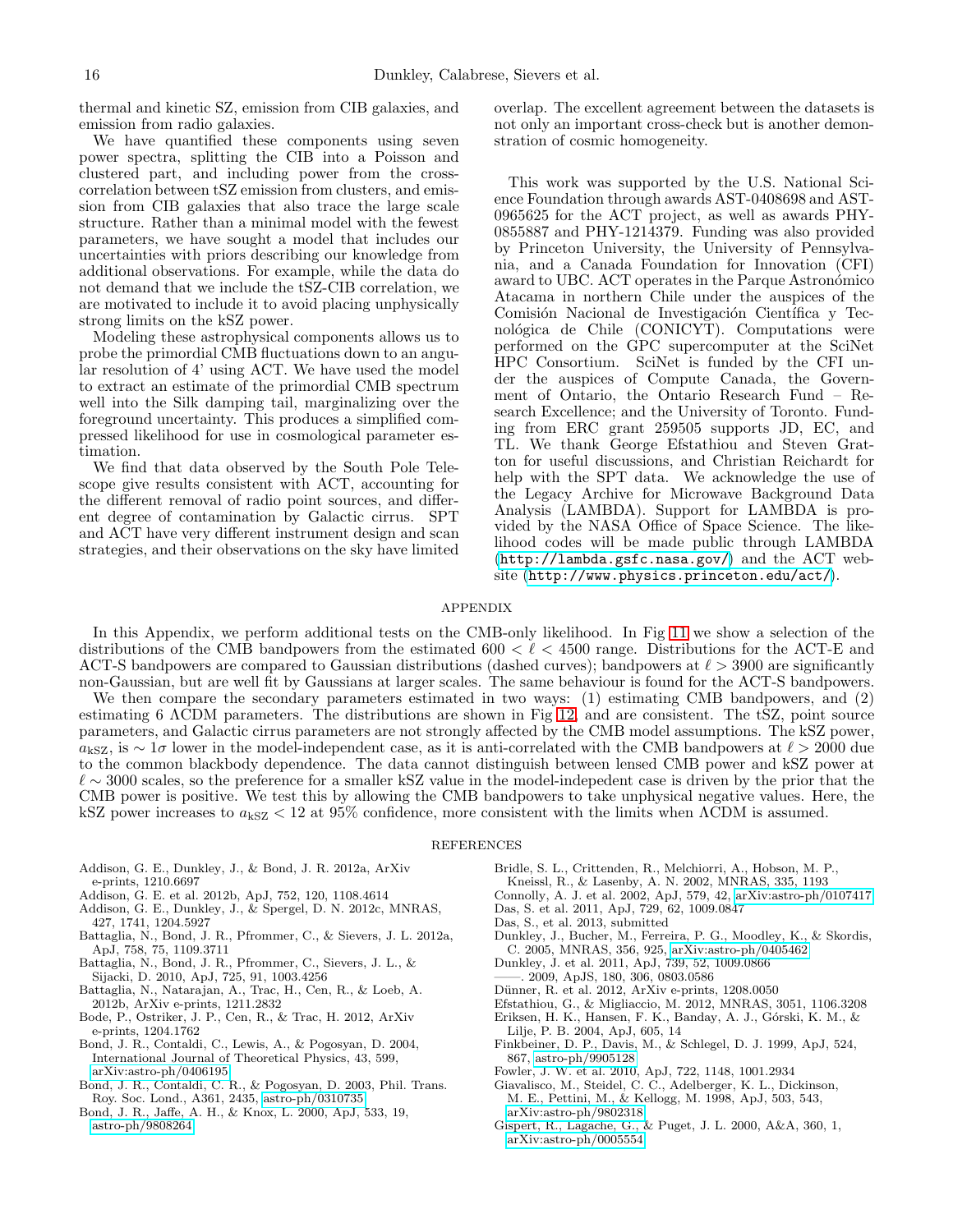thermal and kinetic SZ, emission from CIB galaxies, and emission from radio galaxies.

We have quantified these components using seven power spectra, splitting the CIB into a Poisson and clustered part, and including power from the cross-correlation between tSZ emission from clusters, and emission from CIB galaxies that also trace the large scale structure. Rather than a minimal model with the fewest parameters, we have sought a model that includes our uncertainties with priors describing our knowledge from additional observations. For example, while the data do not demand that we include the tSZ-CIB correlation, we are motivated to include it to avoid placing unphysically strong limits on the kSZ power.

Modeling these astrophysical components allows us to probe the primordial CMB fluctuations down to an angular resolution of 4' using ACT. We have used the model to extract an estimate of the primordial CMB spectrum well into the Silk damping tail, marginalizing over the foreground uncertainty. This produces a simplified compressed likelihood for use in cosmological parameter estimation.

We find that data observed by the South Pole Telescope give results consistent with ACT, accounting for the different removal of radio point sources, and different degree of contamination by Galactic cirrus. SPT and ACT have very different instrument design and scan strategies, and their observations on the sky have limited overlap. The excellent agreement between the datasets is not only an important cross-check but is another demonstration of cosmic homogeneity.

This work was supported by the U.S. National Science Foundation through awards AST-0408698 and AST-0965625 for the ACT project, as well as awards PHY-0855887 and PHY-1214379. Funding was also provided by Princeton University, the University of Pennsylvania, and a Canada Foundation for Innovation (CFI) award to UBC. ACT operates in the Parque Astronómico Atacama in northern Chile under the auspices of the Comisión Nacional de Investigación Científica y Tecnológica de Chile (CONICYT). Computations were performed on the GPC supercomputer at the SciNet HPC Consortium. SciNet is funded by the CFI under the auspices of Compute Canada, the Government of Ontario, the Ontario Research Fund – Research Excellence; and the University of Toronto. Funding from ERC grant 259505 supports JD, EC, and TL. We thank George Efstathiou and Steven Gratton for useful discussions, and Christian Reichardt for help with the SPT data. We acknowledge the use of the Legacy Archive for Microwave Background Data Analysis (LAMBDA). Support for LAMBDA is provided by the NASA Office of Space Science. The likelihood codes will be made public through LAMBDA (`http://lambda.gsfc.nasa.gov/`) and the ACT website (`http://www.physics.princeton.edu/act/`).

## APPENDIX

In this Appendix, we perform additional tests on the CMB-only likelihood. In Fig 11 we show a selection of the distributions of the CMB bandpowers from the estimated $600 < \ell < 4500$ range. Distributions for the ACT-E and ACT-S bandpowers are compared to Gaussian distributions (dashed curves); bandpowers at $\ell > 3900$ are significantly non-Gaussian, but are well fit by Gaussians at larger scales. The same behaviour is found for the ACT-S bandpowers.

We then compare the secondary parameters estimated in two ways: (1) estimating CMB bandpowers, and (2) estimating 6 ΛCDM parameters. The distributions are shown in Fig 12, and are consistent. The tSZ, point source parameters, and Galactic cirrus parameters are not strongly affected by the CMB model assumptions. The kSZ power, $a_{\rm kSZ}$, is $\sim 1\sigma$ lower in the model-independent case, as it is anti-correlated with the CMB bandpowers at $\ell > 2000$ due to the common blackbody dependence. The data cannot distinguish between lensed CMB power and kSZ power at $\ell \sim 3000$ scales, so the preference for a smaller kSZ value in the model-indepedent case is driven by the prior that the CMB power is positive. We test this by allowing the CMB bandpowers to take unphysical negative values. Here, the kSZ power increases to $a_{\rm kSZ} < 12$ at 95% confidence, more consistent with the limits when ΛCDM is assumed.

## REFERENCES

Addison, G. E., Dunkley, J., & Bond, J. R. 2012a, ArXiv e-prints, 1210.6697

Addison, G. E. et al. 2012b, ApJ, 752, 120, 1108.4614

Addison, G. E., Dunkley, J., & Spergel, D. N. 2012c, MNRAS, 427, 1741, 1204.5927

Battaglia, N., Bond, J. R., Pfrommer, C., & Sievers, J. L. 2012a, ApJ, 758, 75, 1109.3711

Battaglia, N., Bond, J. R., Pfrommer, C., Sievers, J. L., & Sijacki, D. 2010, ApJ, 725, 91, 1003.4256

Battaglia, N., Natarajan, A., Trac, H., Cen, R., & Loeb, A. 2012b, ArXiv e-prints, 1211.2832

Bode, P., Ostriker, J. P., Cen, R., & Trac, H. 2012, ArXiv e-prints, 1204.1762

Bond, J. R., Contaldi, C., Lewis, A., & Pogosyan, D. 2004, International Journal of Theoretical Physics, 43, 599, arXiv:astro-ph/0406195

Bond, J. R., Contaldi, C. R., & Pogosyan, D. 2003, Phil. Trans. Roy. Soc. Lond., A361, 2435, astro-ph/0310735

Bond, J. R., Jaffe, A. H., & Knox, L. 2000, ApJ, 533, 19, astro-ph/9808264

Bridle, S. L., Crittenden, R., Melchiorri, A., Hobson, M. P., Kneissl, R., & Lasenby, A. N. 2002, MNRAS, 335, 1193

Connolly, A. J. et al. 2002, ApJ, 579, 42, arXiv:astro-ph/0107417

Das, S. et al. 2011, ApJ, 729, 62, 1009.0847

Das, S., et al. 2013, submitted

Dunkley, J., Bucher, M., Ferreira, P. G., Moodley, K., & Skordis, C. 2005, MNRAS, 356, 925, arXiv:astro-ph/0405462

Dunkley, J. et al. 2011, ApJ, 739, 52, 1009.0866

——. 2009, ApJS, 180, 306, 0803.0586

Dünner, R. et al. 2012, ArXiv e-prints, 1208.0050

Efstathiou, G., & Migliaccio, M. 2012, MNRAS, 3051, 1106.3208

Eriksen, H. K., Hansen, F. K., Banday, A. J., Górski, K. M., & Lilje, P. B. 2004, ApJ, 605, 14

Finkbeiner, D. P., Davis, M., & Schlegel, D. J. 1999, ApJ, 524, 867, astro-ph/9905128

Fowler, J. W. et al. 2010, ApJ, 722, 1148, 1001.2934

Giavalisco, M., Steidel, C. C., Adelberger, K. L., Dickinson, M. E., Pettini, M., & Kellogg, M. 1998, ApJ, 503, 543, arXiv:astro-ph/9802318

Gispert, R., Lagache, G., & Puget, J. L. 2000, A&A, 360, 1, arXiv:astro-ph/0005554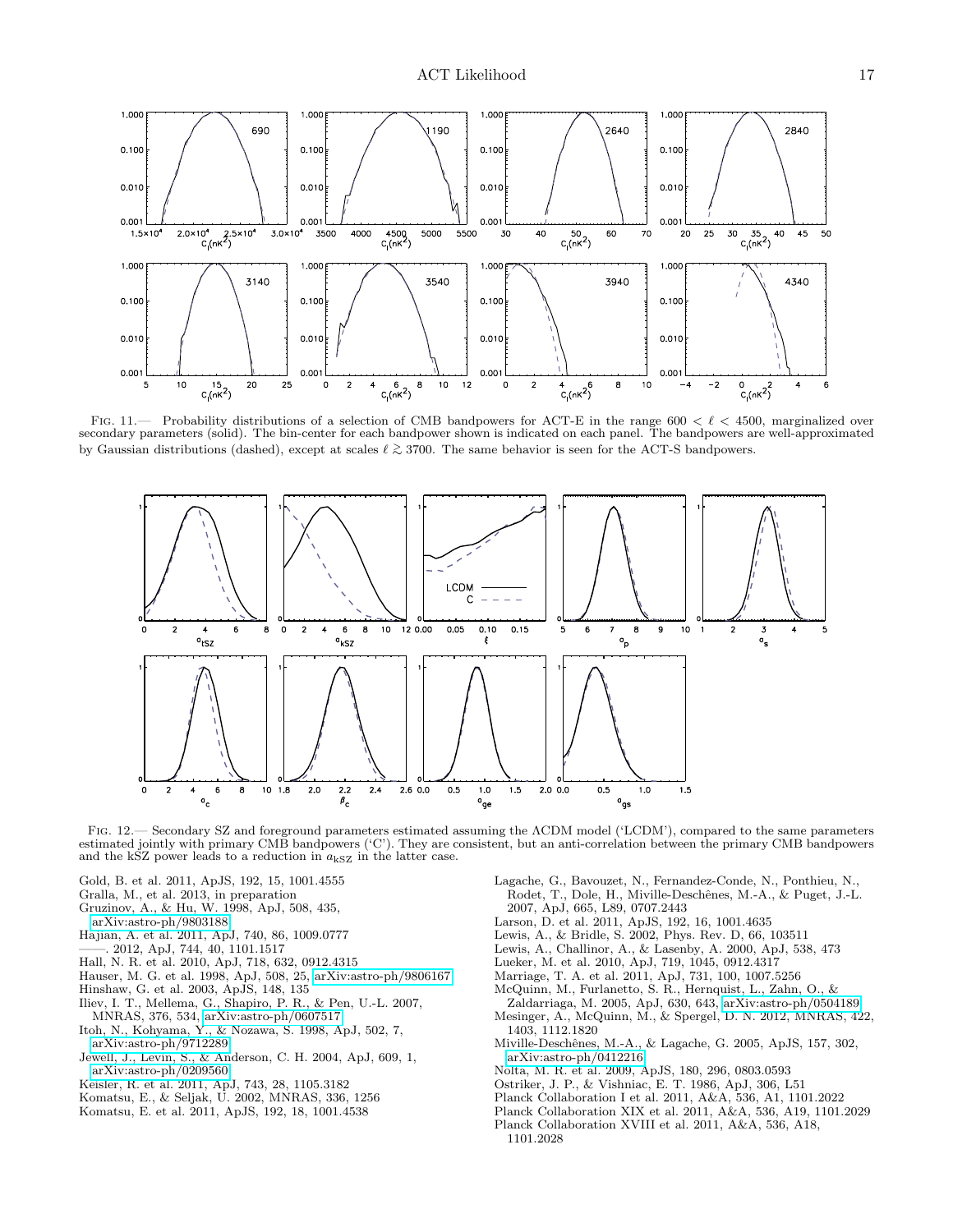Fig. 11.— Probability distributions of a selection of CMB bandpowers for ACT-E in the range $600 < \ell < 4500$, marginalized over secondary parameters (solid). The bin-center for each bandpower shown is indicated on each panel. The bandpowers are well-approximated by Gaussian distributions (dashed), except at scales $\ell \gtrsim 3700$. The same behavior is seen for the ACT-S bandpowers.

Fig. 12.— Secondary SZ and foreground parameters estimated assuming the ΛCDM model ('LCDM'), compared to the same parameters estimated jointly with primary CMB bandpowers ('C'). They are consistent, but an anti-correlation between the primary CMB bandpowers and the kSZ power leads to a reduction in $a_{\rm kSZ}$ in the latter case.

Gold, B. et al. 2011, ApJS, 192, 15, 1001.4555

Gralla, M., et al. 2013, in preparation

Gruzinov, A., & Hu, W. 1998, ApJ, 508, 435, arXiv:astro-ph/9803188

Hajian, A. et al. 2011, ApJ, 740, 86, 1009.0777

——. 2012, ApJ, 744, 40, 1101.1517

Hall, N. R. et al. 2010, ApJ, 718, 632, 0912.4315

Hauser, M. G. et al. 1998, ApJ, 508, 25, arXiv:astro-ph/9806167

Hinshaw, G. et al. 2003, ApJS, 148, 135

Iliev, I. T., Mellema, G., Shapiro, P. R., & Pen, U.-L. 2007, MNRAS, 376, 534, arXiv:astro-ph/0607517

Itoh, N., Kohyama, Y., & Nozawa, S. 1998, ApJ, 502, 7, arXiv:astro-ph/9712289

Jewell, J., Levin, S., & Anderson, C. H. 2004, ApJ, 609, 1, arXiv:astro-ph/0209560

Keisler, R. et al. 2011, ApJ, 743, 28, 1105.3182

Komatsu, E., & Seljak, U. 2002, MNRAS, 336, 1256

Komatsu, E. et al. 2011, ApJS, 192, 18, 1001.4538

Lagache, G., Bavouzet, N., Fernandez-Conde, N., Ponthieu, N., Rodet, T., Dole, H., Miville-Deschênes, M.-A., & Puget, J.-L. 2007, ApJ, 665, L89, 0707.2443

Larson, D. et al. 2011, ApJS, 192, 16, 1001.4635

Lewis, A., & Bridle, S. 2002, Phys. Rev. D, 66, 103511

Lewis, A., Challinor, A., & Lasenby, A. 2000, ApJ, 538, 473

Lueker, M. et al. 2010, ApJ, 719, 1045, 0912.4317

Marriage, T. A. et al. 2011, ApJ, 731, 100, 1007.5256

McQuinn, M., Furlanetto, S. R., Hernquist, L., Zahn, O., & Zaldarriaga, M. 2005, ApJ, 630, 643, arXiv:astro-ph/0504189

Mesinger, A., McQuinn, M., & Spergel, D. N. 2012, MNRAS, 422, 1403, 1112.1820

Miville-Deschênes, M.-A., & Lagache, G. 2005, ApJS, 157, 302, arXiv:astro-ph/0412216

Nolta, M. R. et al. 2009, ApJS, 180, 296, 0803.0593

Ostriker, J. P., & Vishniac, E. T. 1986, ApJ, 306, L51

Planck Collaboration I et al. 2011, A&A, 536, A1, 1101.2022

Planck Collaboration XIX et al. 2011, A&A, 536, A19, 1101.2029

Planck Collaboration XVIII et al. 2011, A&A, 536, A18, 1101.2028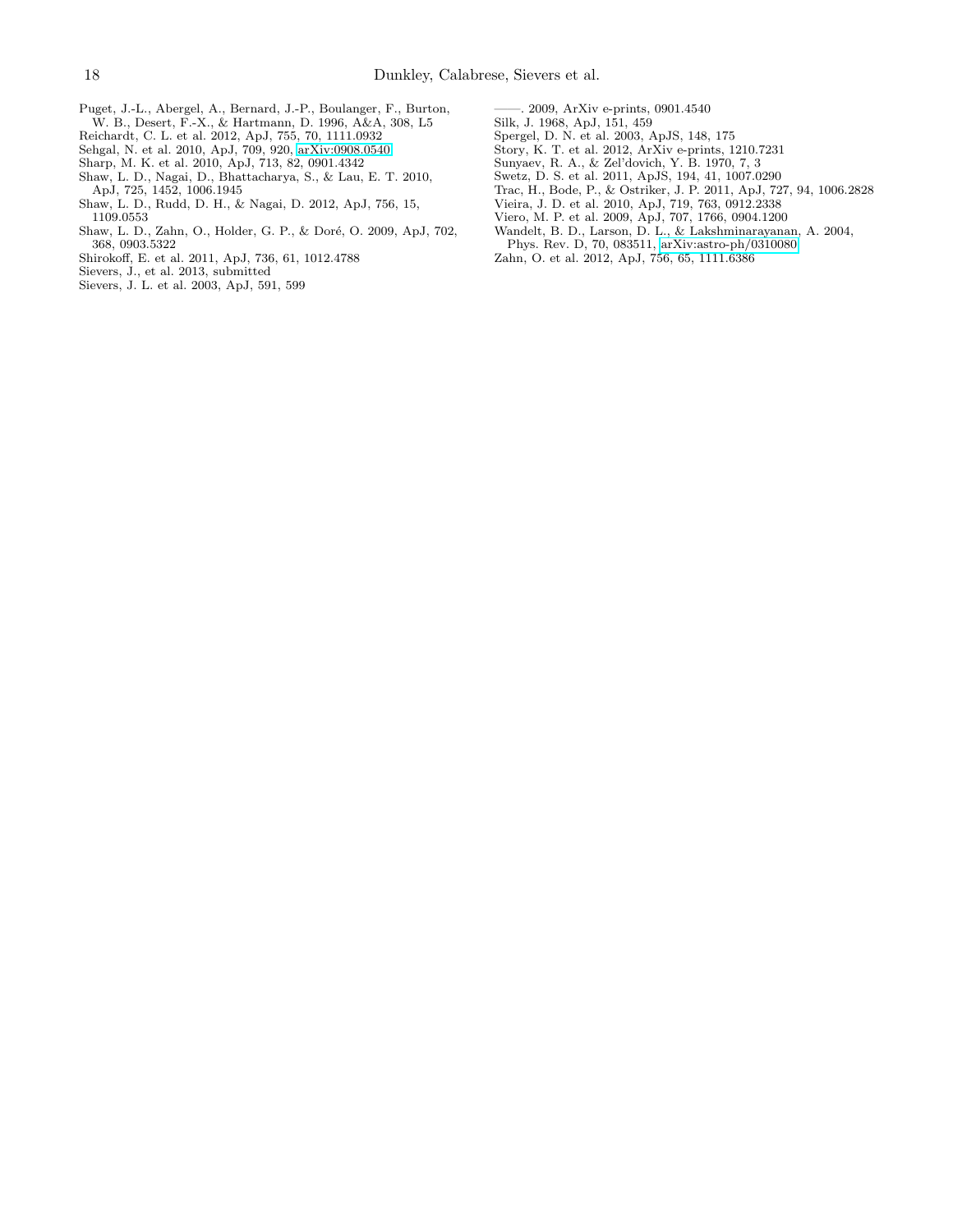Puget, J.-L., Abergel, A., Bernard, J.-P., Boulanger, F., Burton, W. B., Desert, F.-X., & Hartmann, D. 1996, A&A, 308, L5

Reichardt, C. L. et al. 2012, ApJ, 755, 70, 1111.0932

Sehgal, N. et al. 2010, ApJ, 709, 920, arXiv:0908.0540

Sharp, M. K. et al. 2010, ApJ, 713, 82, 0901.4342

Shaw, L. D., Nagai, D., Bhattacharya, S., & Lau, E. T. 2010, ApJ, 725, 1452, 1006.1945

Shaw, L. D., Rudd, D. H., & Nagai, D. 2012, ApJ, 756, 15, 1109.0553

Shaw, L. D., Zahn, O., Holder, G. P., & Doré, O. 2009, ApJ, 702, 368, 0903.5322

Shirokoff, E. et al. 2011, ApJ, 736, 61, 1012.4788

Sievers, J., et al. 2013, submitted

Sievers, J. L. et al. 2003, ApJ, 591, 599

——. 2009, ArXiv e-prints, 0901.4540

Silk, J. 1968, ApJ, 151, 459

Spergel, D. N. et al. 2003, ApJS, 148, 175

Story, K. T. et al. 2012, ArXiv e-prints, 1210.7231

Sunyaev, R. A., & Zel'dovich, Y. B. 1970, 7, 3

Swetz, D. S. et al. 2011, ApJS, 194, 41, 1007.0290

Trac, H., Bode, P., & Ostriker, J. P. 2011, ApJ, 727, 94, 1006.2828

Vieira, J. D. et al. 2010, ApJ, 719, 763, 0912.2338

Viero, M. P. et al. 2009, ApJ, 707, 1766, 0904.1200

Wandelt, B. D., Larson, D. L., & Lakshminarayanan, A. 2004, Phys. Rev. D, 70, 083511, arXiv:astro-ph/0310080

Zahn, O. et al. 2012, ApJ, 756, 65, 1111.6386